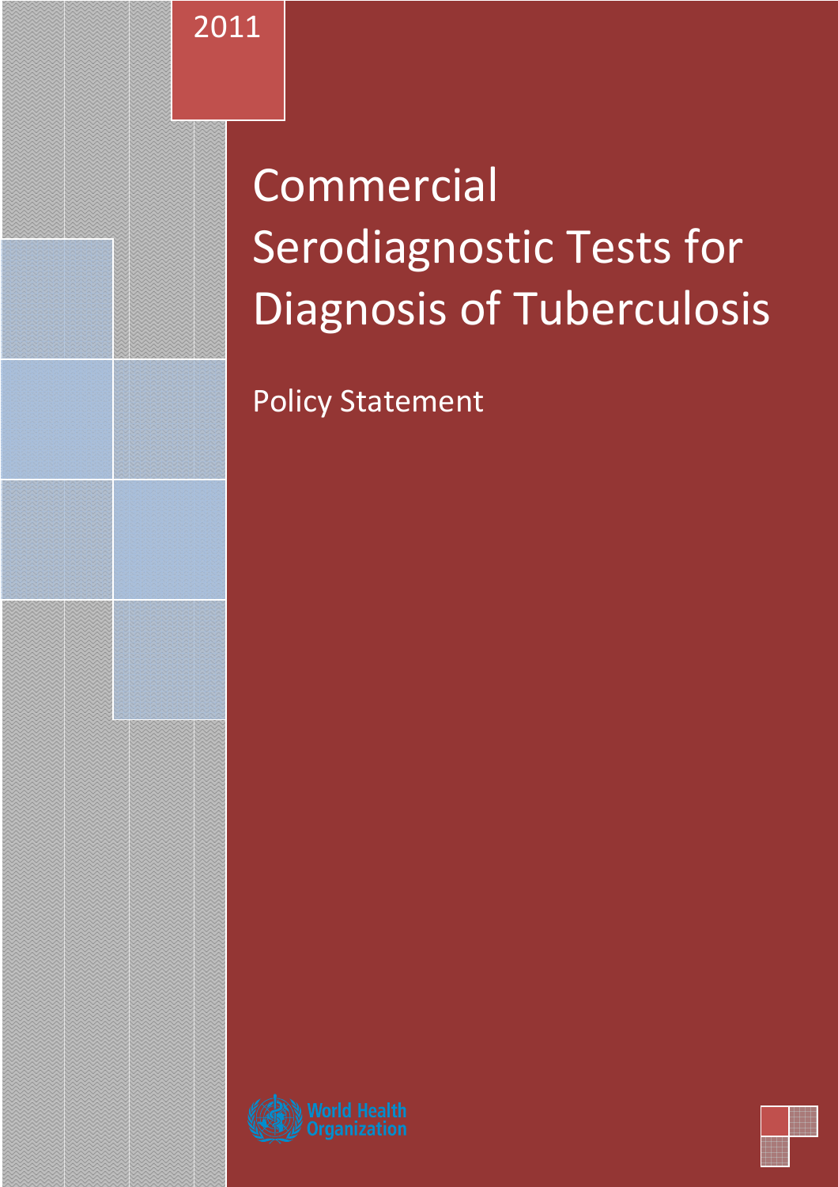2011

# Commercial Serodiagnostic Tests for Diagnosis of Tuberculosis

## Policy Statement

World Health Organization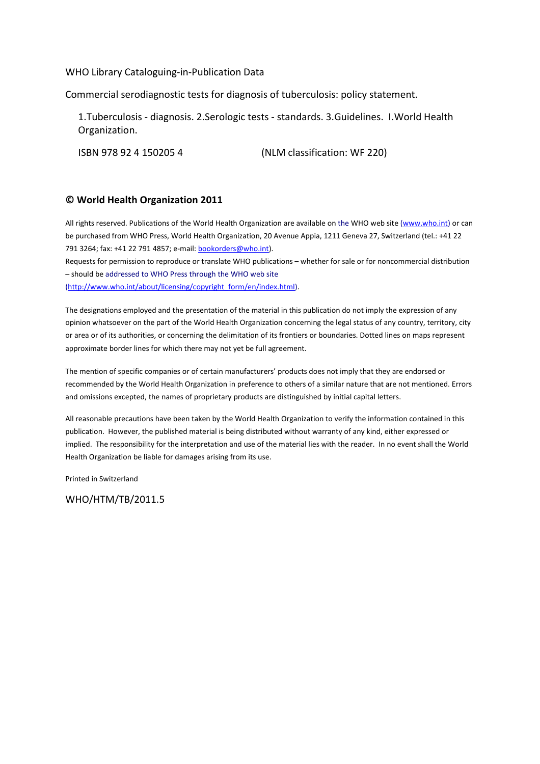WHO Library Cataloguing-in-Publication Data

Commercial serodiagnostic tests for diagnosis of tuberculosis: policy statement.

1.Tuberculosis - diagnosis. 2.Serologic tests - standards. 3.Guidelines. I.World Health Organization.

ISBN 978 92 4 150205 4 (NLM classification: WF 220)

**© World Health Organization 2011**

All rights reserved. Publications of the World Health Organization are available on the WHO web site (www.who.int) or can be purchased from WHO Press, World Health Organization, 20 Avenue Appia, 1211 Geneva 27, Switzerland (tel.: +41 22 791 3264; fax: +41 22 791 4857; e-mail: bookorders@who.int).
Requests for permission to reproduce or translate WHO publications – whether for sale or for noncommercial distribution – should be addressed to WHO Press through the WHO web site (http://www.who.int/about/licensing/copyright_form/en/index.html).

The designations employed and the presentation of the material in this publication do not imply the expression of any opinion whatsoever on the part of the World Health Organization concerning the legal status of any country, territory, city or area or of its authorities, or concerning the delimitation of its frontiers or boundaries. Dotted lines on maps represent approximate border lines for which there may not yet be full agreement.

The mention of specific companies or of certain manufacturers' products does not imply that they are endorsed or recommended by the World Health Organization in preference to others of a similar nature that are not mentioned. Errors and omissions excepted, the names of proprietary products are distinguished by initial capital letters.

All reasonable precautions have been taken by the World Health Organization to verify the information contained in this publication. However, the published material is being distributed without warranty of any kind, either expressed or implied. The responsibility for the interpretation and use of the material lies with the reader. In no event shall the World Health Organization be liable for damages arising from its use.

Printed in Switzerland

WHO/HTM/TB/2011.5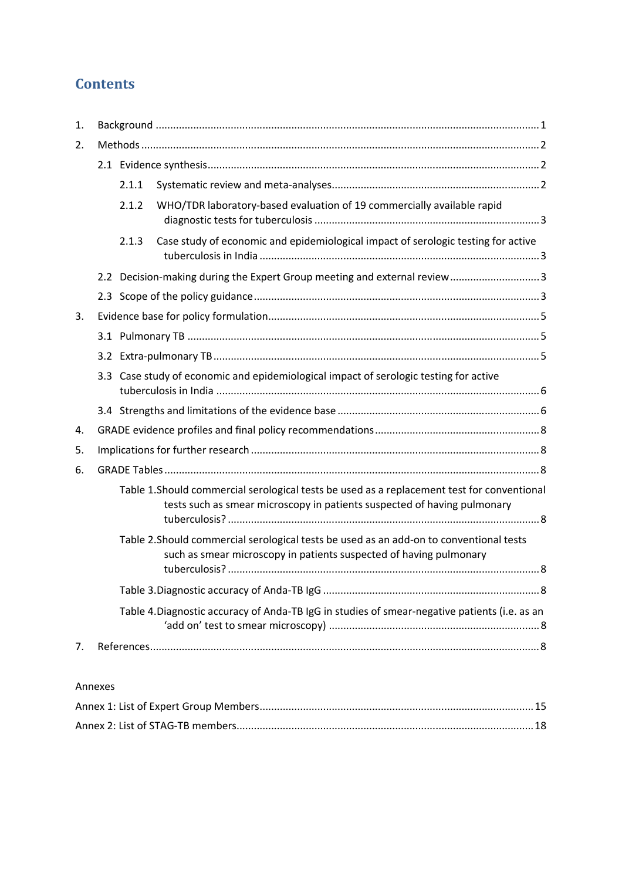# Contents

1. Background ........................................................................................................................... 1
2. Methods ............................................................................................................................... 2
   - 2.1 Evidence synthesis ........................................................................................................ 2
     - 2.1.1 Systematic review and meta-analyses ..................................................................... 2
     - 2.1.2 WHO/TDR laboratory-based evaluation of 19 commercially available rapid diagnostic tests for tuberculosis ........................................................................................ 3
     - 2.1.3 Case study of economic and epidemiological impact of serologic testing for active tuberculosis in India ................................................................................................. 3
   - 2.2 Decision-making during the Expert Group meeting and external review ....................... 3
   - 2.3 Scope of the policy guidance ......................................................................................... 3
3. Evidence base for policy formulation .................................................................................... 5
   - 3.1 Pulmonary TB ............................................................................................................... 5
   - 3.2 Extra-pulmonary TB ...................................................................................................... 5
   - 3.3 Case study of economic and epidemiological impact of serologic testing for active tuberculosis in India .............................................................................................................. 6
   - 3.4 Strengths and limitations of the evidence base ............................................................. 6
4. GRADE evidence profiles and final policy recommendations ................................................ 8
5. Implications for further research .......................................................................................... 8
6. GRADE Tables ....................................................................................................................... 8
   - Table 1.Should commercial serological tests be used as a replacement test for conventional tests such as smear microscopy in patients suspected of having pulmonary tuberculosis? .......................................................................................................... 8
   - Table 2.Should commercial serological tests be used as an add-on to conventional tests such as smear microscopy in patients suspected of having pulmonary tuberculosis? .......................................................................................................... 8
   - Table 3.Diagnostic accuracy of Anda-TB IgG ............................................................................ 8
   - Table 4.Diagnostic accuracy of Anda-TB IgG in studies of smear-negative patients (i.e. as an 'add on' test to smear microscopy) ......................................................................... 8
7. References ............................................................................................................................ 8

Annexes

Annex 1: List of Expert Group Members .................................................................................... 15

Annex 2: List of STAG-TB members .......................................................................................... 18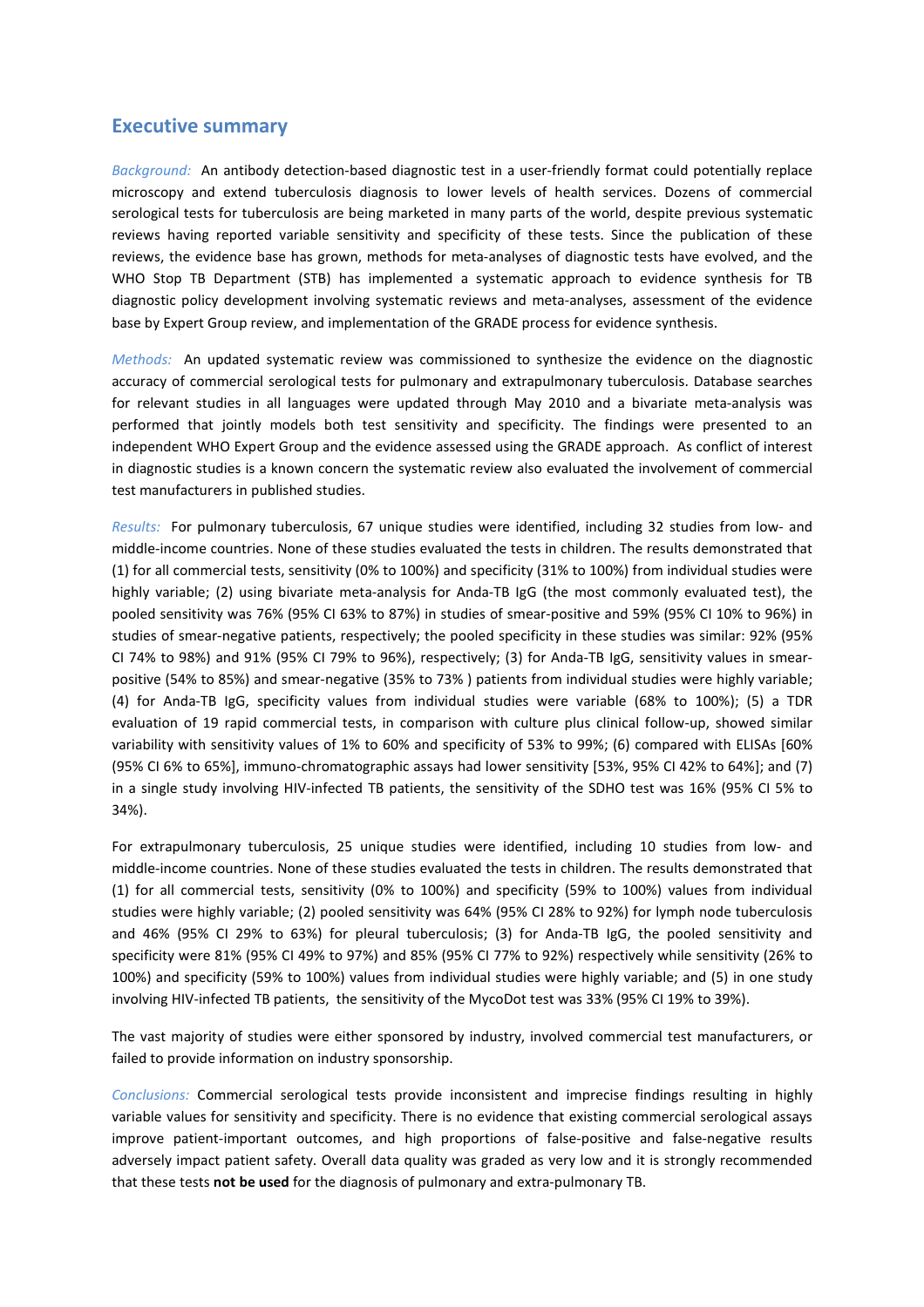## Executive summary

*Background:* An antibody detection-based diagnostic test in a user-friendly format could potentially replace microscopy and extend tuberculosis diagnosis to lower levels of health services. Dozens of commercial serological tests for tuberculosis are being marketed in many parts of the world, despite previous systematic reviews having reported variable sensitivity and specificity of these tests. Since the publication of these reviews, the evidence base has grown, methods for meta-analyses of diagnostic tests have evolved, and the WHO Stop TB Department (STB) has implemented a systematic approach to evidence synthesis for TB diagnostic policy development involving systematic reviews and meta-analyses, assessment of the evidence base by Expert Group review, and implementation of the GRADE process for evidence synthesis.

*Methods:* An updated systematic review was commissioned to synthesize the evidence on the diagnostic accuracy of commercial serological tests for pulmonary and extrapulmonary tuberculosis. Database searches for relevant studies in all languages were updated through May 2010 and a bivariate meta-analysis was performed that jointly models both test sensitivity and specificity. The findings were presented to an independent WHO Expert Group and the evidence assessed using the GRADE approach. As conflict of interest in diagnostic studies is a known concern the systematic review also evaluated the involvement of commercial test manufacturers in published studies.

*Results:* For pulmonary tuberculosis, 67 unique studies were identified, including 32 studies from low- and middle-income countries. None of these studies evaluated the tests in children. The results demonstrated that (1) for all commercial tests, sensitivity (0% to 100%) and specificity (31% to 100%) from individual studies were highly variable; (2) using bivariate meta-analysis for Anda-TB IgG (the most commonly evaluated test), the pooled sensitivity was 76% (95% CI 63% to 87%) in studies of smear-positive and 59% (95% CI 10% to 96%) in studies of smear-negative patients, respectively; the pooled specificity in these studies was similar: 92% (95% CI 74% to 98%) and 91% (95% CI 79% to 96%), respectively; (3) for Anda-TB IgG, sensitivity values in smear-positive (54% to 85%) and smear-negative (35% to 73% ) patients from individual studies were highly variable; (4) for Anda-TB IgG, specificity values from individual studies were variable (68% to 100%); (5) a TDR evaluation of 19 rapid commercial tests, in comparison with culture plus clinical follow-up, showed similar variability with sensitivity values of 1% to 60% and specificity of 53% to 99%; (6) compared with ELISAs [60% (95% CI 6% to 65%], immuno-chromatographic assays had lower sensitivity [53%, 95% CI 42% to 64%]; and (7) in a single study involving HIV-infected TB patients, the sensitivity of the SDHO test was 16% (95% CI 5% to 34%).

For extrapulmonary tuberculosis, 25 unique studies were identified, including 10 studies from low- and middle-income countries. None of these studies evaluated the tests in children. The results demonstrated that (1) for all commercial tests, sensitivity (0% to 100%) and specificity (59% to 100%) values from individual studies were highly variable; (2) pooled sensitivity was 64% (95% CI 28% to 92%) for lymph node tuberculosis and 46% (95% CI 29% to 63%) for pleural tuberculosis; (3) for Anda-TB IgG, the pooled sensitivity and specificity were 81% (95% CI 49% to 97%) and 85% (95% CI 77% to 92%) respectively while sensitivity (26% to 100%) and specificity (59% to 100%) values from individual studies were highly variable; and (5) in one study involving HIV-infected TB patients, the sensitivity of the MycoDot test was 33% (95% CI 19% to 39%).

The vast majority of studies were either sponsored by industry, involved commercial test manufacturers, or failed to provide information on industry sponsorship.

*Conclusions:* Commercial serological tests provide inconsistent and imprecise findings resulting in highly variable values for sensitivity and specificity. There is no evidence that existing commercial serological assays improve patient-important outcomes, and high proportions of false-positive and false-negative results adversely impact patient safety. Overall data quality was graded as very low and it is strongly recommended that these tests **not be used** for the diagnosis of pulmonary and extra-pulmonary TB.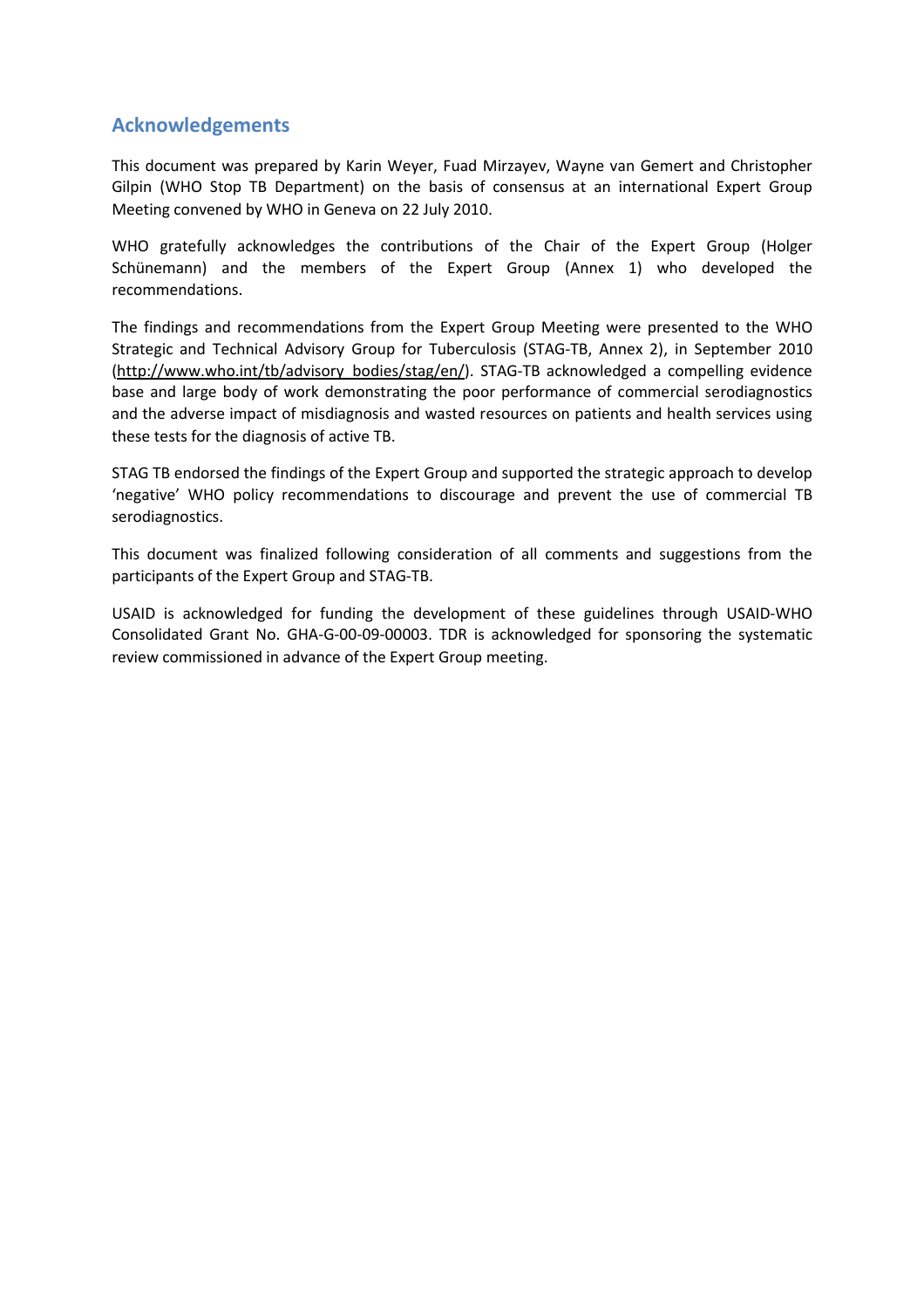## Acknowledgements

This document was prepared by Karin Weyer, Fuad Mirzayev, Wayne van Gemert and Christopher Gilpin (WHO Stop TB Department) on the basis of consensus at an international Expert Group Meeting convened by WHO in Geneva on 22 July 2010.

WHO gratefully acknowledges the contributions of the Chair of the Expert Group (Holger Schünemann) and the members of the Expert Group (Annex 1) who developed the recommendations.

The findings and recommendations from the Expert Group Meeting were presented to the WHO Strategic and Technical Advisory Group for Tuberculosis (STAG-TB, Annex 2), in September 2010 (http://www.who.int/tb/advisory_bodies/stag/en/). STAG-TB acknowledged a compelling evidence base and large body of work demonstrating the poor performance of commercial serodiagnostics and the adverse impact of misdiagnosis and wasted resources on patients and health services using these tests for the diagnosis of active TB.

STAG TB endorsed the findings of the Expert Group and supported the strategic approach to develop 'negative' WHO policy recommendations to discourage and prevent the use of commercial TB serodiagnostics.

This document was finalized following consideration of all comments and suggestions from the participants of the Expert Group and STAG-TB.

USAID is acknowledged for funding the development of these guidelines through USAID-WHO Consolidated Grant No. GHA-G-00-09-00003. TDR is acknowledged for sponsoring the systematic review commissioned in advance of the Expert Group meeting.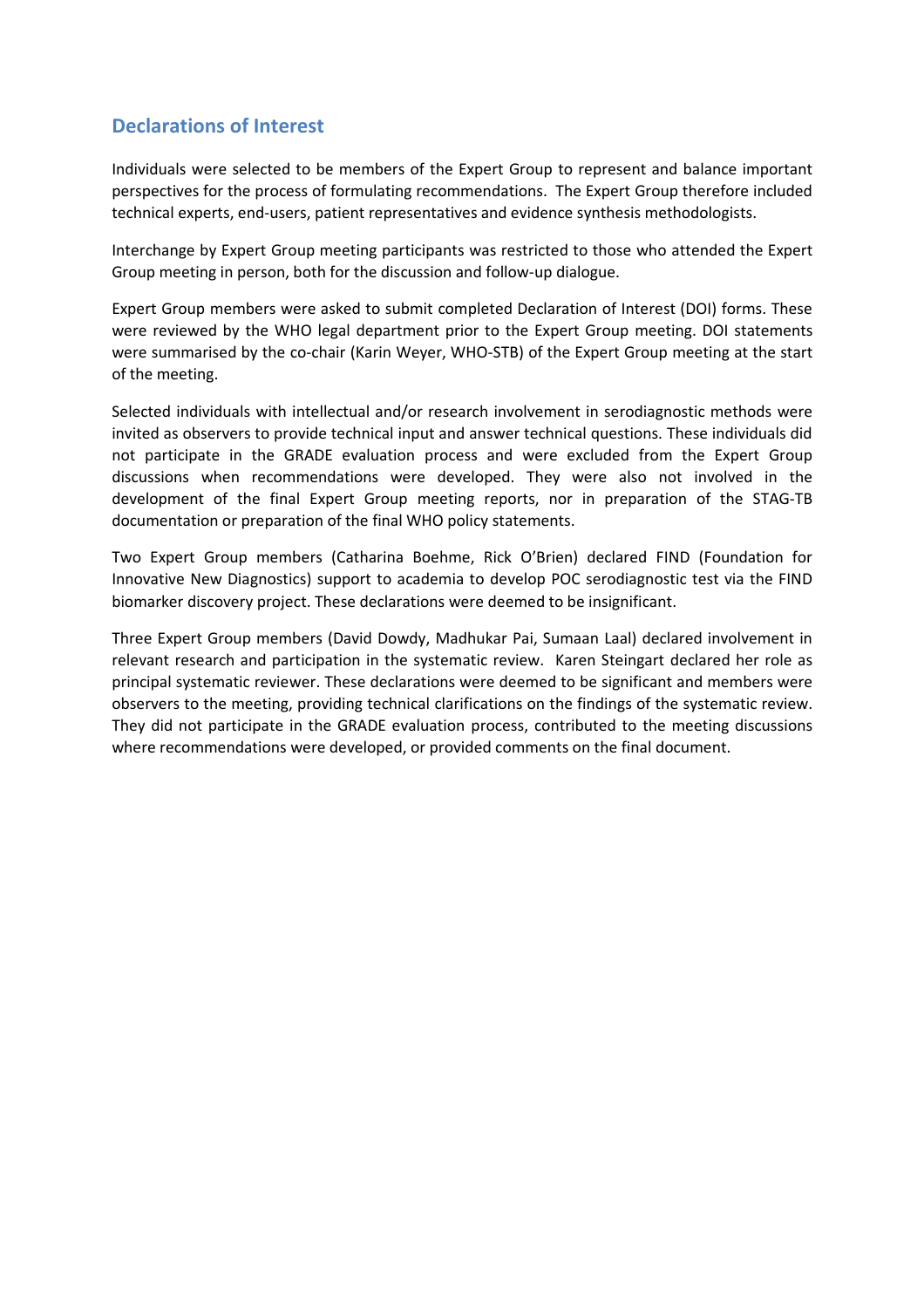## Declarations of Interest

Individuals were selected to be members of the Expert Group to represent and balance important perspectives for the process of formulating recommendations. The Expert Group therefore included technical experts, end-users, patient representatives and evidence synthesis methodologists.

Interchange by Expert Group meeting participants was restricted to those who attended the Expert Group meeting in person, both for the discussion and follow-up dialogue.

Expert Group members were asked to submit completed Declaration of Interest (DOI) forms. These were reviewed by the WHO legal department prior to the Expert Group meeting. DOI statements were summarised by the co-chair (Karin Weyer, WHO-STB) of the Expert Group meeting at the start of the meeting.

Selected individuals with intellectual and/or research involvement in serodiagnostic methods were invited as observers to provide technical input and answer technical questions. These individuals did not participate in the GRADE evaluation process and were excluded from the Expert Group discussions when recommendations were developed. They were also not involved in the development of the final Expert Group meeting reports, nor in preparation of the STAG-TB documentation or preparation of the final WHO policy statements.

Two Expert Group members (Catharina Boehme, Rick O'Brien) declared FIND (Foundation for Innovative New Diagnostics) support to academia to develop POC serodiagnostic test via the FIND biomarker discovery project. These declarations were deemed to be insignificant.

Three Expert Group members (David Dowdy, Madhukar Pai, Sumaan Laal) declared involvement in relevant research and participation in the systematic review. Karen Steingart declared her role as principal systematic reviewer. These declarations were deemed to be significant and members were observers to the meeting, providing technical clarifications on the findings of the systematic review. They did not participate in the GRADE evaluation process, contributed to the meeting discussions where recommendations were developed, or provided comments on the final document.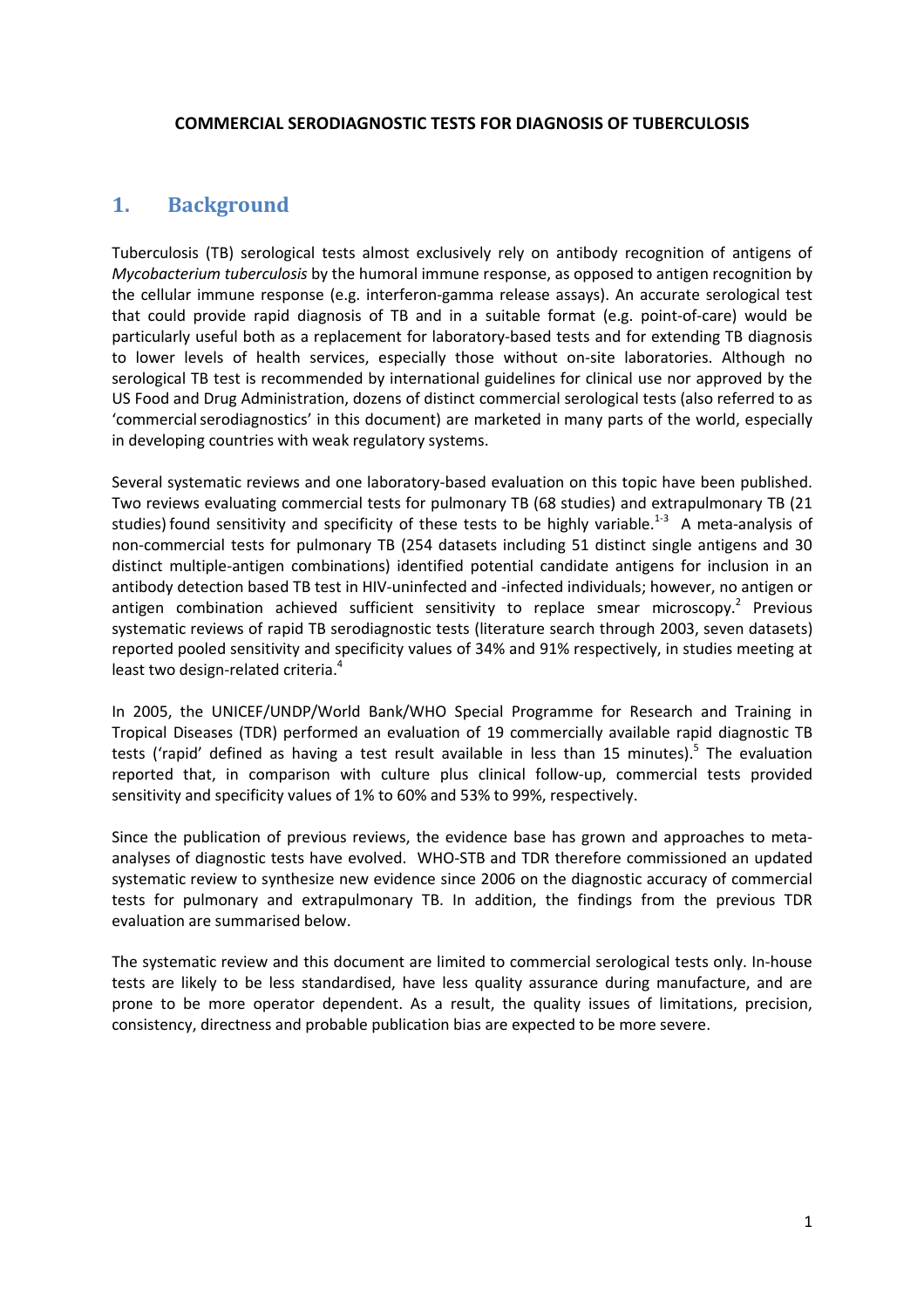**COMMERCIAL SERODIAGNOSTIC TESTS FOR DIAGNOSIS OF TUBERCULOSIS**

## 1. Background

Tuberculosis (TB) serological tests almost exclusively rely on antibody recognition of antigens of *Mycobacterium tuberculosis* by the humoral immune response, as opposed to antigen recognition by the cellular immune response (e.g. interferon-gamma release assays). An accurate serological test that could provide rapid diagnosis of TB and in a suitable format (e.g. point-of-care) would be particularly useful both as a replacement for laboratory-based tests and for extending TB diagnosis to lower levels of health services, especially those without on-site laboratories. Although no serological TB test is recommended by international guidelines for clinical use nor approved by the US Food and Drug Administration, dozens of distinct commercial serological tests (also referred to as 'commercial serodiagnostics' in this document) are marketed in many parts of the world, especially in developing countries with weak regulatory systems.

Several systematic reviews and one laboratory-based evaluation on this topic have been published. Two reviews evaluating commercial tests for pulmonary TB (68 studies) and extrapulmonary TB (21 studies) found sensitivity and specificity of these tests to be highly variable.[1-3] A meta-analysis of non-commercial tests for pulmonary TB (254 datasets including 51 distinct single antigens and 30 distinct multiple-antigen combinations) identified potential candidate antigens for inclusion in an antibody detection based TB test in HIV-uninfected and -infected individuals; however, no antigen or antigen combination achieved sufficient sensitivity to replace smear microscopy.[2] Previous systematic reviews of rapid TB serodiagnostic tests (literature search through 2003, seven datasets) reported pooled sensitivity and specificity values of 34% and 91% respectively, in studies meeting at least two design-related criteria.[4]

In 2005, the UNICEF/UNDP/World Bank/WHO Special Programme for Research and Training in Tropical Diseases (TDR) performed an evaluation of 19 commercially available rapid diagnostic TB tests ('rapid' defined as having a test result available in less than 15 minutes).[5] The evaluation reported that, in comparison with culture plus clinical follow-up, commercial tests provided sensitivity and specificity values of 1% to 60% and 53% to 99%, respectively.

Since the publication of previous reviews, the evidence base has grown and approaches to meta-analyses of diagnostic tests have evolved. WHO-STB and TDR therefore commissioned an updated systematic review to synthesize new evidence since 2006 on the diagnostic accuracy of commercial tests for pulmonary and extrapulmonary TB. In addition, the findings from the previous TDR evaluation are summarised below.

The systematic review and this document are limited to commercial serological tests only. In-house tests are likely to be less standardised, have less quality assurance during manufacture, and are prone to be more operator dependent. As a result, the quality issues of limitations, precision, consistency, directness and probable publication bias are expected to be more severe.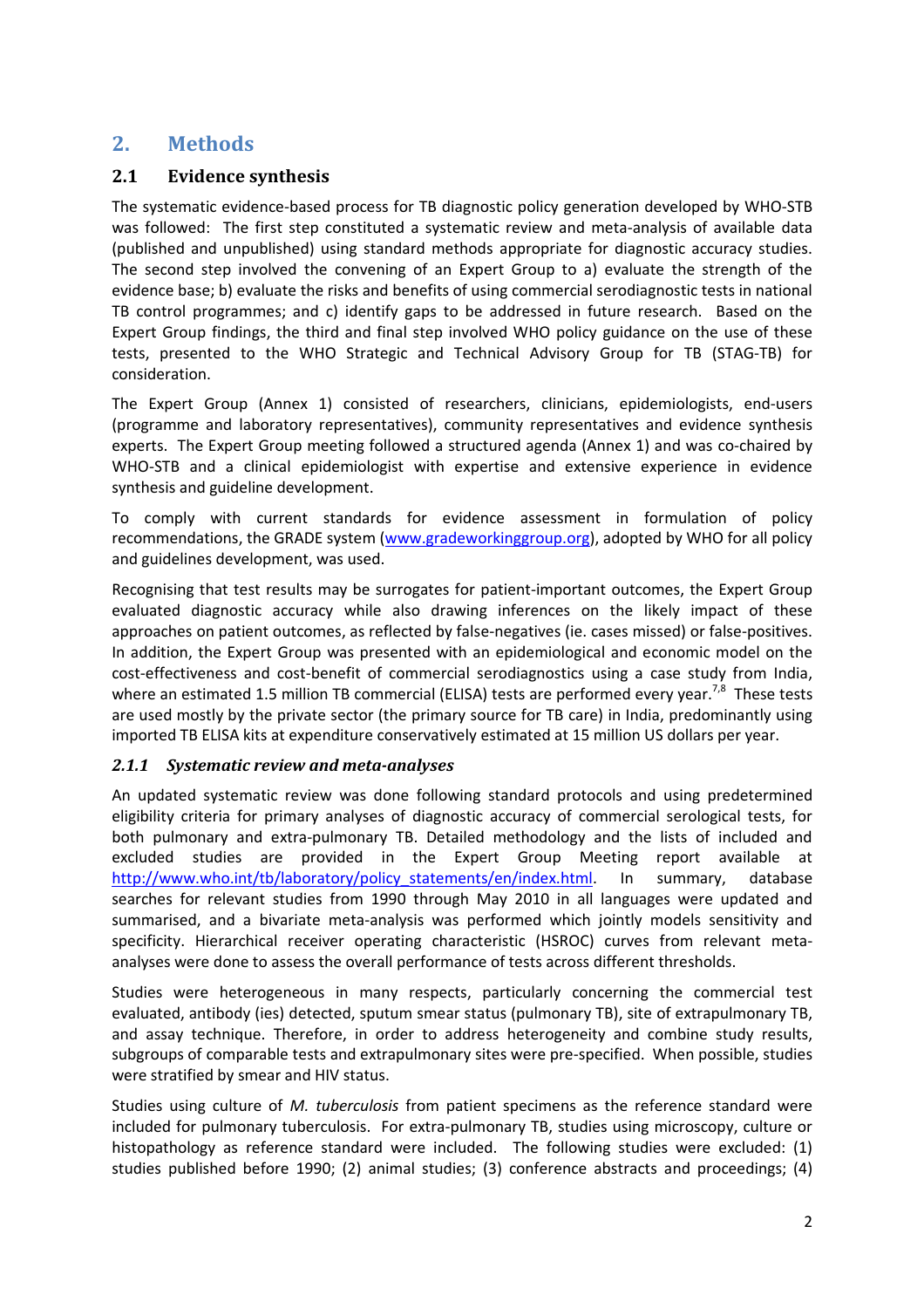## 2. Methods

### 2.1 Evidence synthesis

The systematic evidence-based process for TB diagnostic policy generation developed by WHO-STB was followed: The first step constituted a systematic review and meta-analysis of available data (published and unpublished) using standard methods appropriate for diagnostic accuracy studies. The second step involved the convening of an Expert Group to a) evaluate the strength of the evidence base; b) evaluate the risks and benefits of using commercial serodiagnostic tests in national TB control programmes; and c) identify gaps to be addressed in future research. Based on the Expert Group findings, the third and final step involved WHO policy guidance on the use of these tests, presented to the WHO Strategic and Technical Advisory Group for TB (STAG-TB) for consideration.

The Expert Group (Annex 1) consisted of researchers, clinicians, epidemiologists, end-users (programme and laboratory representatives), community representatives and evidence synthesis experts. The Expert Group meeting followed a structured agenda (Annex 1) and was co-chaired by WHO-STB and a clinical epidemiologist with expertise and extensive experience in evidence synthesis and guideline development.

To comply with current standards for evidence assessment in formulation of policy recommendations, the GRADE system (www.gradeworkinggroup.org), adopted by WHO for all policy and guidelines development, was used.

Recognising that test results may be surrogates for patient-important outcomes, the Expert Group evaluated diagnostic accuracy while also drawing inferences on the likely impact of these approaches on patient outcomes, as reflected by false-negatives (ie. cases missed) or false-positives. In addition, the Expert Group was presented with an epidemiological and economic model on the cost-effectiveness and cost-benefit of commercial serodiagnostics using a case study from India, where an estimated 1.5 million TB commercial (ELISA) tests are performed every year.[7,8] These tests are used mostly by the private sector (the primary source for TB care) in India, predominantly using imported TB ELISA kits at expenditure conservatively estimated at 15 million US dollars per year.

#### *2.1.1 Systematic review and meta-analyses*

An updated systematic review was done following standard protocols and using predetermined eligibility criteria for primary analyses of diagnostic accuracy of commercial serological tests, for both pulmonary and extra-pulmonary TB. Detailed methodology and the lists of included and excluded studies are provided in the Expert Group Meeting report available at http://www.who.int/tb/laboratory/policy_statements/en/index.html. In summary, database searches for relevant studies from 1990 through May 2010 in all languages were updated and summarised, and a bivariate meta-analysis was performed which jointly models sensitivity and specificity. Hierarchical receiver operating characteristic (HSROC) curves from relevant meta-analyses were done to assess the overall performance of tests across different thresholds.

Studies were heterogeneous in many respects, particularly concerning the commercial test evaluated, antibody (ies) detected, sputum smear status (pulmonary TB), site of extrapulmonary TB, and assay technique. Therefore, in order to address heterogeneity and combine study results, subgroups of comparable tests and extrapulmonary sites were pre-specified. When possible, studies were stratified by smear and HIV status.

Studies using culture of *M. tuberculosis* from patient specimens as the reference standard were included for pulmonary tuberculosis. For extra-pulmonary TB, studies using microscopy, culture or histopathology as reference standard were included. The following studies were excluded: (1) studies published before 1990; (2) animal studies; (3) conference abstracts and proceedings; (4)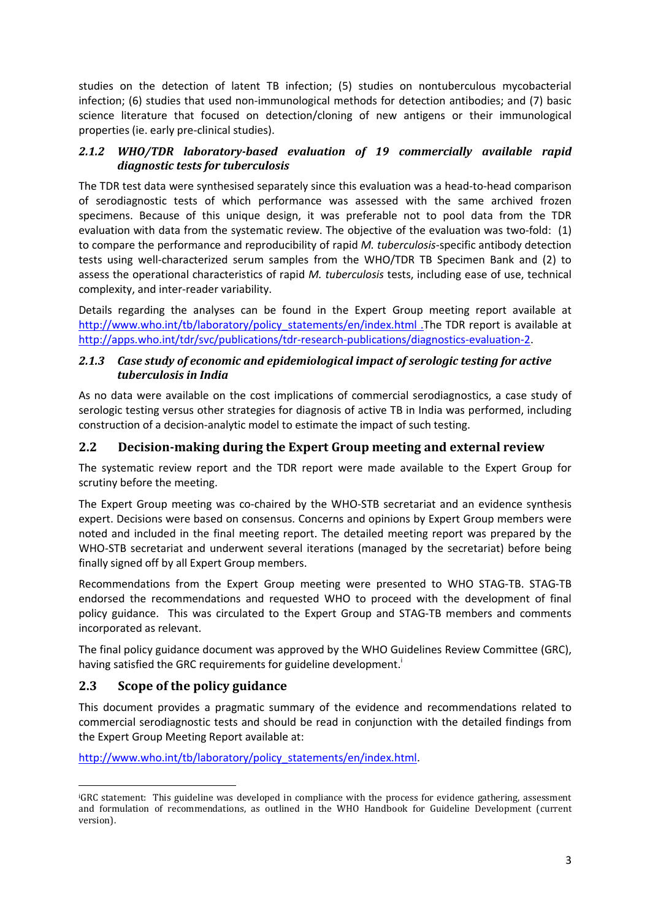studies on the detection of latent TB infection; (5) studies on nontuberculous mycobacterial infection; (6) studies that used non-immunological methods for detection antibodies; and (7) basic science literature that focused on detection/cloning of new antigens or their immunological properties (ie. early pre-clinical studies).

### *2.1.2 WHO/TDR laboratory-based evaluation of 19 commercially available rapid diagnostic tests for tuberculosis*

The TDR test data were synthesised separately since this evaluation was a head-to-head comparison of serodiagnostic tests of which performance was assessed with the same archived frozen specimens. Because of this unique design, it was preferable not to pool data from the TDR evaluation with data from the systematic review. The objective of the evaluation was two-fold: (1) to compare the performance and reproducibility of rapid *M. tuberculosis*-specific antibody detection tests using well-characterized serum samples from the WHO/TDR TB Specimen Bank and (2) to assess the operational characteristics of rapid *M. tuberculosis* tests, including ease of use, technical complexity, and inter-reader variability.

Details regarding the analyses can be found in the Expert Group meeting report available at http://www.who.int/tb/laboratory/policy_statements/en/index.html .The TDR report is available at http://apps.who.int/tdr/svc/publications/tdr-research-publications/diagnostics-evaluation-2.

### *2.1.3 Case study of economic and epidemiological impact of serologic testing for active tuberculosis in India*

As no data were available on the cost implications of commercial serodiagnostics, a case study of serologic testing versus other strategies for diagnosis of active TB in India was performed, including construction of a decision-analytic model to estimate the impact of such testing.

## 2.2 Decision-making during the Expert Group meeting and external review

The systematic review report and the TDR report were made available to the Expert Group for scrutiny before the meeting.

The Expert Group meeting was co-chaired by the WHO-STB secretariat and an evidence synthesis expert. Decisions were based on consensus. Concerns and opinions by Expert Group members were noted and included in the final meeting report. The detailed meeting report was prepared by the WHO-STB secretariat and underwent several iterations (managed by the secretariat) before being finally signed off by all Expert Group members.

Recommendations from the Expert Group meeting were presented to WHO STAG-TB. STAG-TB endorsed the recommendations and requested WHO to proceed with the development of final policy guidance. This was circulated to the Expert Group and STAG-TB members and comments incorporated as relevant.

The final policy guidance document was approved by the WHO Guidelines Review Committee (GRC), having satisfied the GRC requirements for guideline development.[i]

## 2.3 Scope of the policy guidance

This document provides a pragmatic summary of the evidence and recommendations related to commercial serodiagnostic tests and should be read in conjunction with the detailed findings from the Expert Group Meeting Report available at:

http://www.who.int/tb/laboratory/policy_statements/en/index.html.

---

[i]GRC statement: This guideline was developed in compliance with the process for evidence gathering, assessment and formulation of recommendations, as outlined in the WHO Handbook for Guideline Development (current version).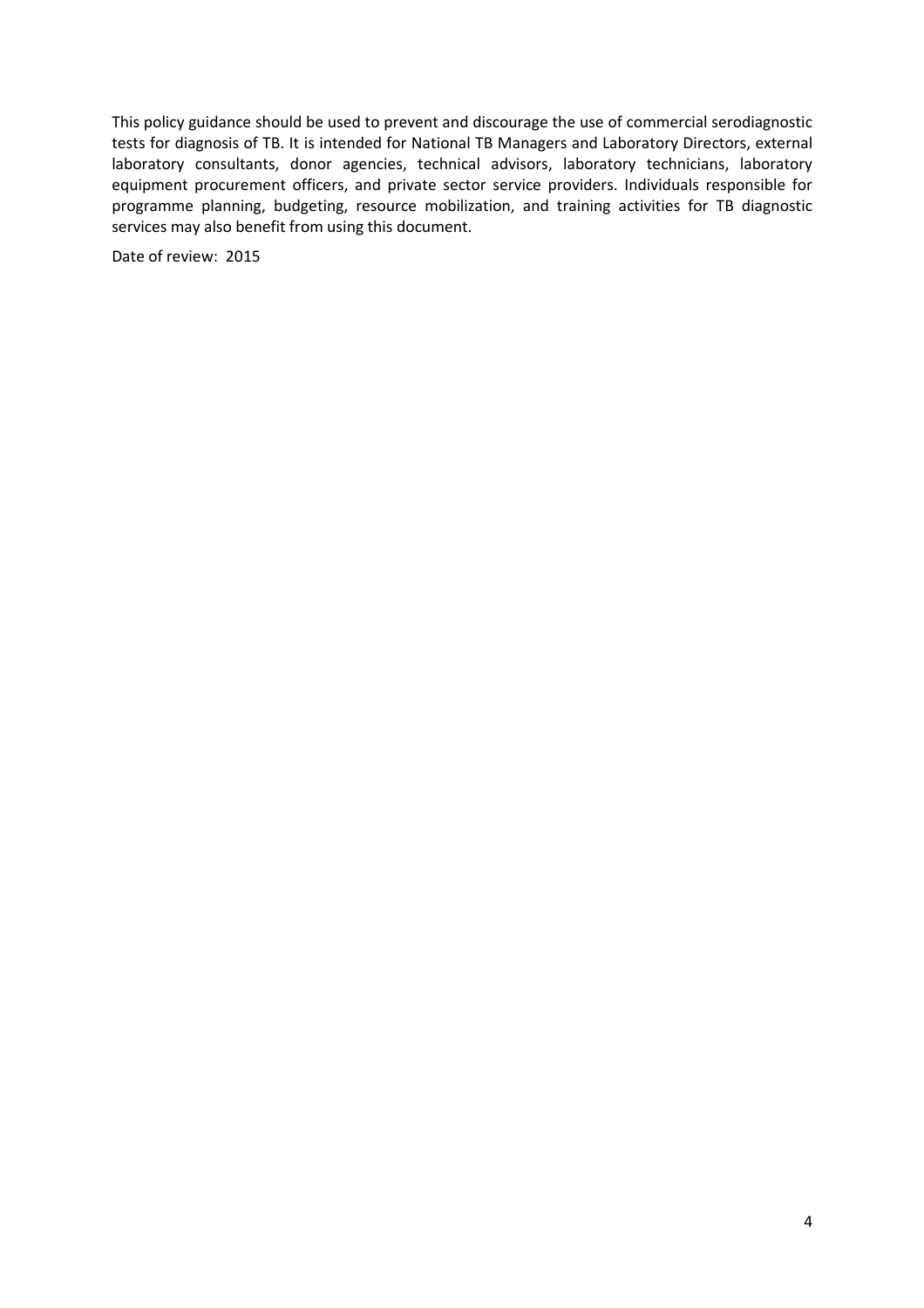This policy guidance should be used to prevent and discourage the use of commercial serodiagnostic tests for diagnosis of TB. It is intended for National TB Managers and Laboratory Directors, external laboratory consultants, donor agencies, technical advisors, laboratory technicians, laboratory equipment procurement officers, and private sector service providers. Individuals responsible for programme planning, budgeting, resource mobilization, and training activities for TB diagnostic services may also benefit from using this document.

Date of review: 2015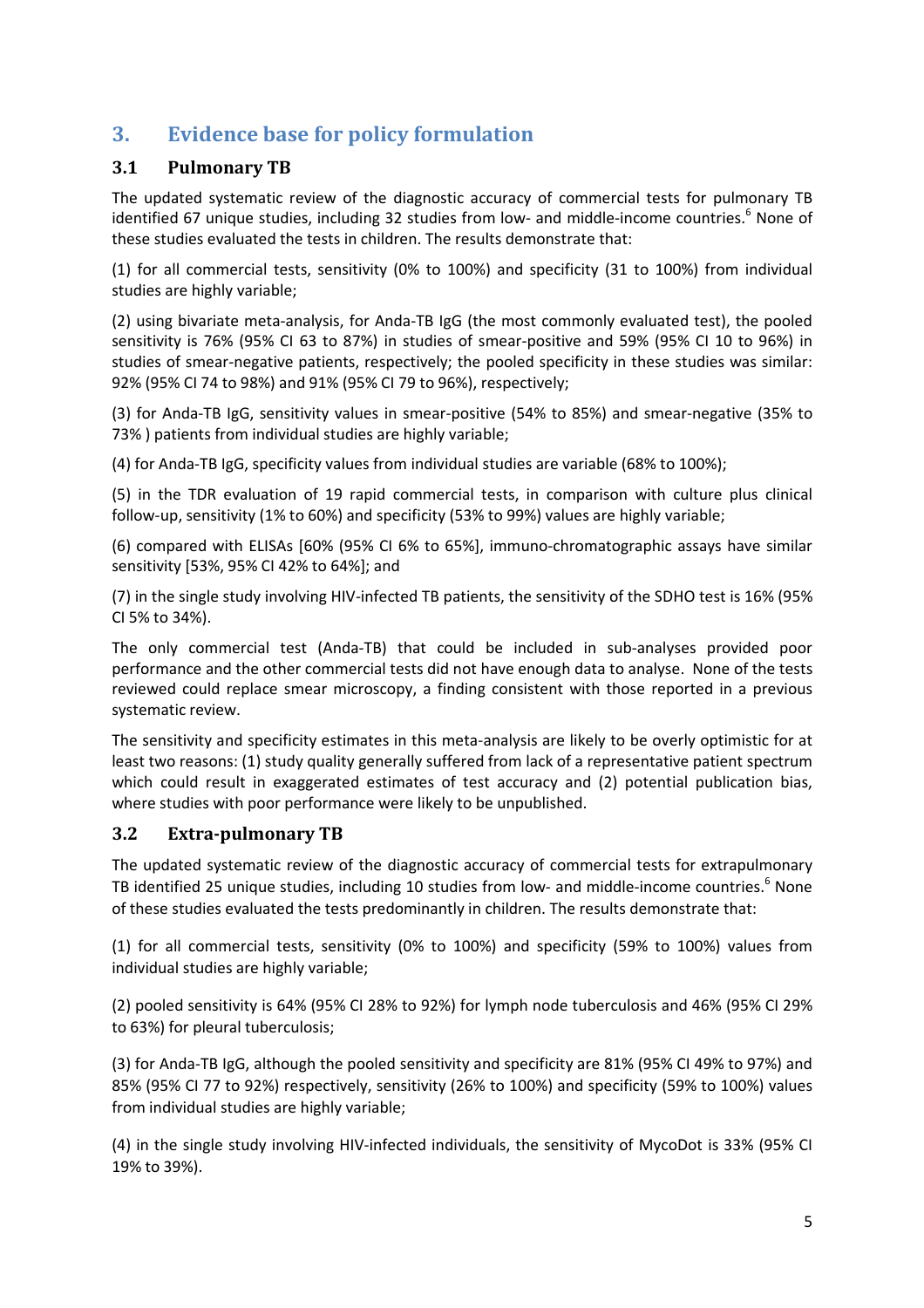## 3. Evidence base for policy formulation

### 3.1 Pulmonary TB

The updated systematic review of the diagnostic accuracy of commercial tests for pulmonary TB identified 67 unique studies, including 32 studies from low- and middle-income countries.[6] None of these studies evaluated the tests in children. The results demonstrate that:

(1) for all commercial tests, sensitivity (0% to 100%) and specificity (31 to 100%) from individual studies are highly variable;

(2) using bivariate meta-analysis, for Anda-TB IgG (the most commonly evaluated test), the pooled sensitivity is 76% (95% CI 63 to 87%) in studies of smear-positive and 59% (95% CI 10 to 96%) in studies of smear-negative patients, respectively; the pooled specificity in these studies was similar: 92% (95% CI 74 to 98%) and 91% (95% CI 79 to 96%), respectively;

(3) for Anda-TB IgG, sensitivity values in smear-positive (54% to 85%) and smear-negative (35% to 73% ) patients from individual studies are highly variable;

(4) for Anda-TB IgG, specificity values from individual studies are variable (68% to 100%);

(5) in the TDR evaluation of 19 rapid commercial tests, in comparison with culture plus clinical follow-up, sensitivity (1% to 60%) and specificity (53% to 99%) values are highly variable;

(6) compared with ELISAs [60% (95% CI 6% to 65%], immuno-chromatographic assays have similar sensitivity [53%, 95% CI 42% to 64%]; and

(7) in the single study involving HIV-infected TB patients, the sensitivity of the SDHO test is 16% (95% CI 5% to 34%).

The only commercial test (Anda-TB) that could be included in sub-analyses provided poor performance and the other commercial tests did not have enough data to analyse. None of the tests reviewed could replace smear microscopy, a finding consistent with those reported in a previous systematic review.

The sensitivity and specificity estimates in this meta-analysis are likely to be overly optimistic for at least two reasons: (1) study quality generally suffered from lack of a representative patient spectrum which could result in exaggerated estimates of test accuracy and (2) potential publication bias, where studies with poor performance were likely to be unpublished.

### 3.2 Extra-pulmonary TB

The updated systematic review of the diagnostic accuracy of commercial tests for extrapulmonary TB identified 25 unique studies, including 10 studies from low- and middle-income countries.[6] None of these studies evaluated the tests predominantly in children. The results demonstrate that:

(1) for all commercial tests, sensitivity (0% to 100%) and specificity (59% to 100%) values from individual studies are highly variable;

(2) pooled sensitivity is 64% (95% CI 28% to 92%) for lymph node tuberculosis and 46% (95% CI 29% to 63%) for pleural tuberculosis;

(3) for Anda-TB IgG, although the pooled sensitivity and specificity are 81% (95% CI 49% to 97%) and 85% (95% CI 77 to 92%) respectively, sensitivity (26% to 100%) and specificity (59% to 100%) values from individual studies are highly variable;

(4) in the single study involving HIV-infected individuals, the sensitivity of MycoDot is 33% (95% CI 19% to 39%).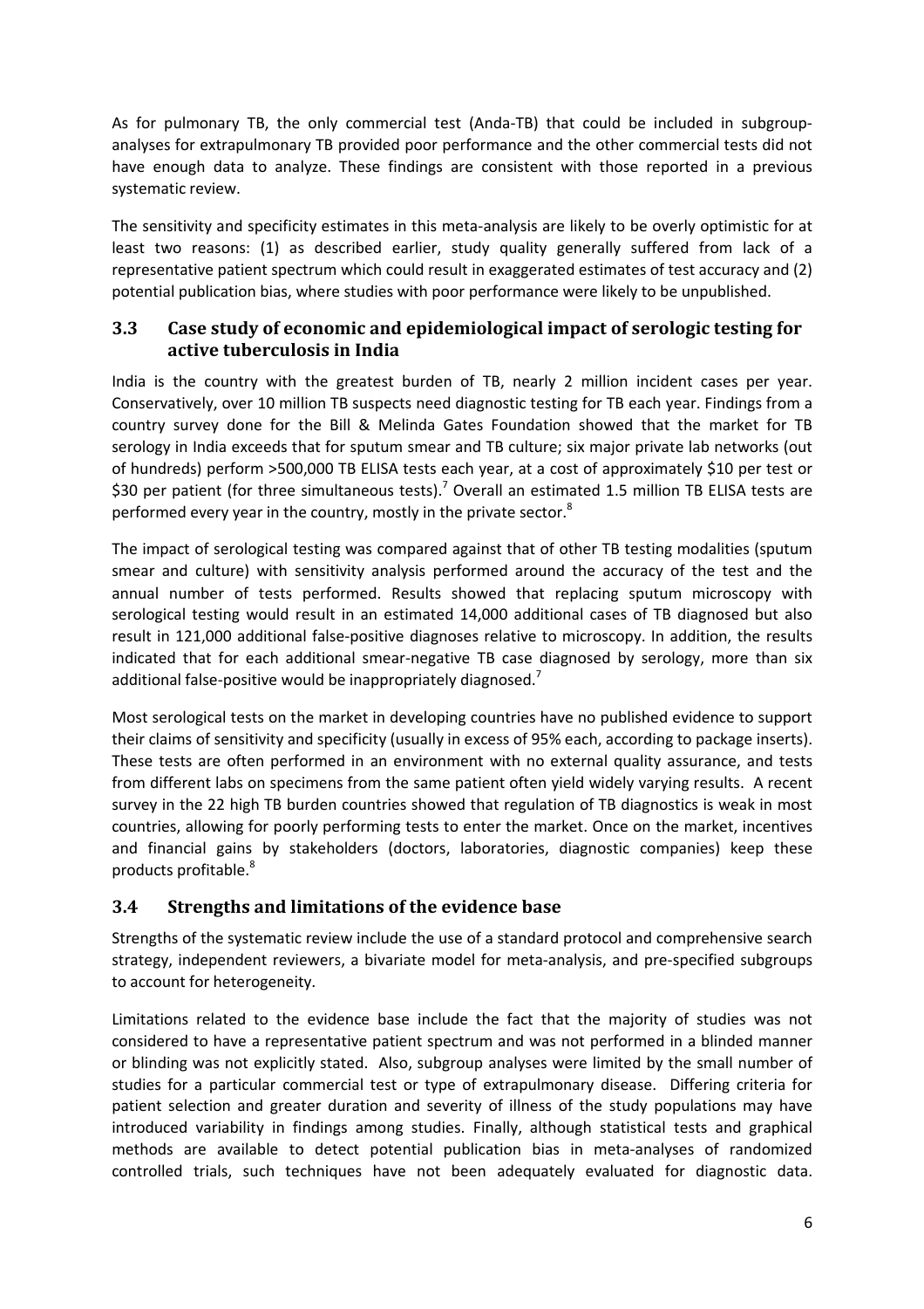As for pulmonary TB, the only commercial test (Anda-TB) that could be included in subgroup-analyses for extrapulmonary TB provided poor performance and the other commercial tests did not have enough data to analyze. These findings are consistent with those reported in a previous systematic review.

The sensitivity and specificity estimates in this meta-analysis are likely to be overly optimistic for at least two reasons: (1) as described earlier, study quality generally suffered from lack of a representative patient spectrum which could result in exaggerated estimates of test accuracy and (2) potential publication bias, where studies with poor performance were likely to be unpublished.

## 3.3 Case study of economic and epidemiological impact of serologic testing for active tuberculosis in India

India is the country with the greatest burden of TB, nearly 2 million incident cases per year. Conservatively, over 10 million TB suspects need diagnostic testing for TB each year. Findings from a country survey done for the Bill & Melinda Gates Foundation showed that the market for TB serology in India exceeds that for sputum smear and TB culture; six major private lab networks (out of hundreds) perform >500,000 TB ELISA tests each year, at a cost of approximately $10 per test or $30 per patient (for three simultaneous tests).[7] Overall an estimated 1.5 million TB ELISA tests are performed every year in the country, mostly in the private sector.[8]

The impact of serological testing was compared against that of other TB testing modalities (sputum smear and culture) with sensitivity analysis performed around the accuracy of the test and the annual number of tests performed. Results showed that replacing sputum microscopy with serological testing would result in an estimated 14,000 additional cases of TB diagnosed but also result in 121,000 additional false-positive diagnoses relative to microscopy. In addition, the results indicated that for each additional smear-negative TB case diagnosed by serology, more than six additional false-positive would be inappropriately diagnosed.[7]

Most serological tests on the market in developing countries have no published evidence to support their claims of sensitivity and specificity (usually in excess of 95% each, according to package inserts). These tests are often performed in an environment with no external quality assurance, and tests from different labs on specimens from the same patient often yield widely varying results. A recent survey in the 22 high TB burden countries showed that regulation of TB diagnostics is weak in most countries, allowing for poorly performing tests to enter the market. Once on the market, incentives and financial gains by stakeholders (doctors, laboratories, diagnostic companies) keep these products profitable.[8]

## 3.4 Strengths and limitations of the evidence base

Strengths of the systematic review include the use of a standard protocol and comprehensive search strategy, independent reviewers, a bivariate model for meta-analysis, and pre-specified subgroups to account for heterogeneity.

Limitations related to the evidence base include the fact that the majority of studies was not considered to have a representative patient spectrum and was not performed in a blinded manner or blinding was not explicitly stated. Also, subgroup analyses were limited by the small number of studies for a particular commercial test or type of extrapulmonary disease. Differing criteria for patient selection and greater duration and severity of illness of the study populations may have introduced variability in findings among studies. Finally, although statistical tests and graphical methods are available to detect potential publication bias in meta-analyses of randomized controlled trials, such techniques have not been adequately evaluated for diagnostic data.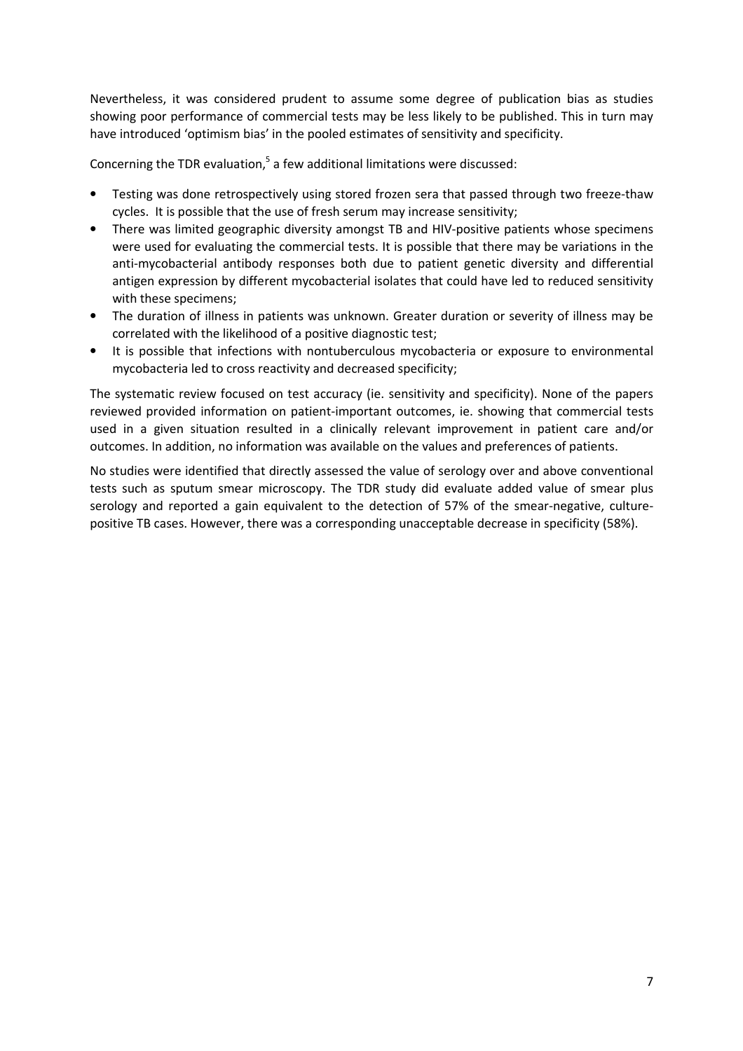Nevertheless, it was considered prudent to assume some degree of publication bias as studies showing poor performance of commercial tests may be less likely to be published. This in turn may have introduced 'optimism bias' in the pooled estimates of sensitivity and specificity.

Concerning the TDR evaluation,[5] a few additional limitations were discussed:

- Testing was done retrospectively using stored frozen sera that passed through two freeze-thaw cycles. It is possible that the use of fresh serum may increase sensitivity;
- There was limited geographic diversity amongst TB and HIV-positive patients whose specimens were used for evaluating the commercial tests. It is possible that there may be variations in the anti-mycobacterial antibody responses both due to patient genetic diversity and differential antigen expression by different mycobacterial isolates that could have led to reduced sensitivity with these specimens;
- The duration of illness in patients was unknown. Greater duration or severity of illness may be correlated with the likelihood of a positive diagnostic test;
- It is possible that infections with nontuberculous mycobacteria or exposure to environmental mycobacteria led to cross reactivity and decreased specificity;

The systematic review focused on test accuracy (ie. sensitivity and specificity). None of the papers reviewed provided information on patient-important outcomes, ie. showing that commercial tests used in a given situation resulted in a clinically relevant improvement in patient care and/or outcomes. In addition, no information was available on the values and preferences of patients.

No studies were identified that directly assessed the value of serology over and above conventional tests such as sputum smear microscopy. The TDR study did evaluate added value of smear plus serology and reported a gain equivalent to the detection of 57% of the smear-negative, culture-positive TB cases. However, there was a corresponding unacceptable decrease in specificity (58%).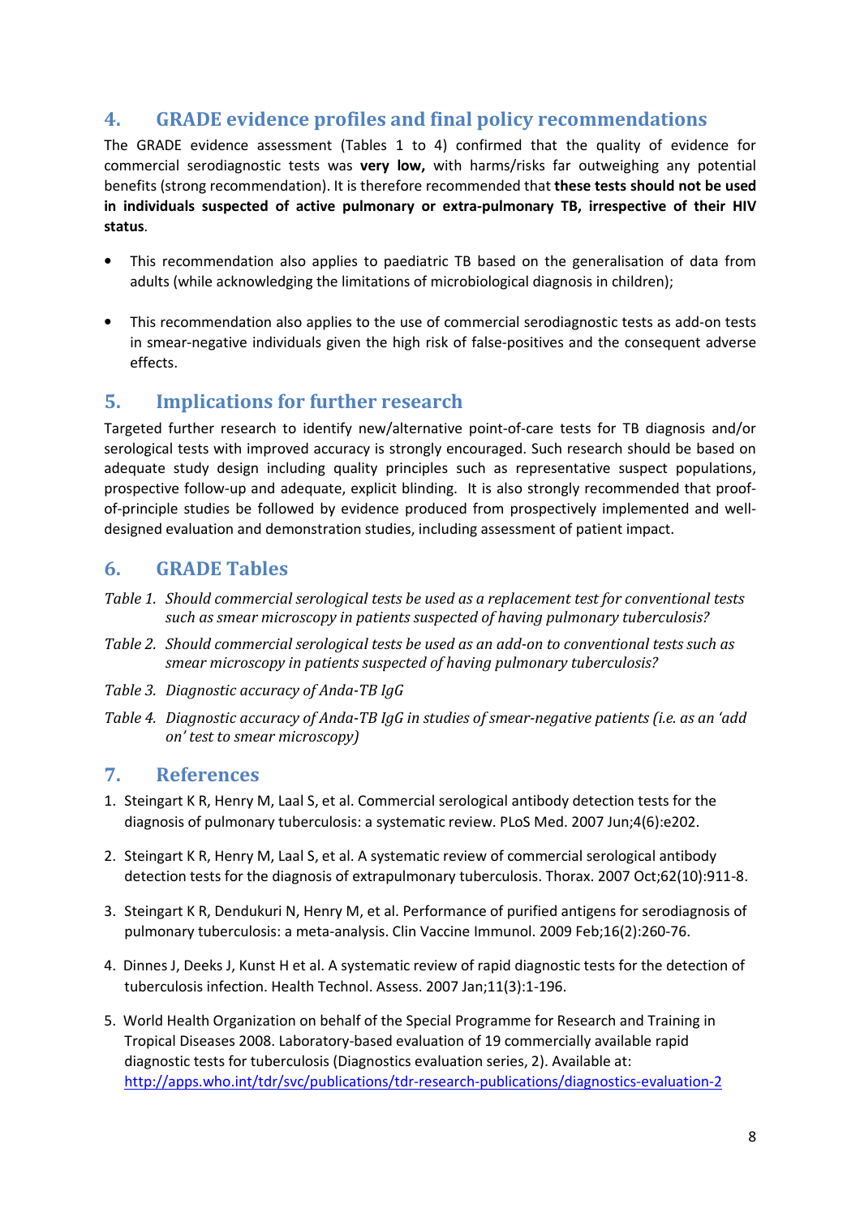## 4. GRADE evidence profiles and final policy recommendations

The GRADE evidence assessment (Tables 1 to 4) confirmed that the quality of evidence for commercial serodiagnostic tests was **very low,** with harms/risks far outweighing any potential benefits (strong recommendation). It is therefore recommended that **these tests should not be used in individuals suspected of active pulmonary or extra-pulmonary TB, irrespective of their HIV status**.

- This recommendation also applies to paediatric TB based on the generalisation of data from adults (while acknowledging the limitations of microbiological diagnosis in children);
- This recommendation also applies to the use of commercial serodiagnostic tests as add-on tests in smear-negative individuals given the high risk of false-positives and the consequent adverse effects.

## 5. Implications for further research

Targeted further research to identify new/alternative point-of-care tests for TB diagnosis and/or serological tests with improved accuracy is strongly encouraged. Such research should be based on adequate study design including quality principles such as representative suspect populations, prospective follow-up and adequate, explicit blinding. It is also strongly recommended that proof-of-principle studies be followed by evidence produced from prospectively implemented and well-designed evaluation and demonstration studies, including assessment of patient impact.

## 6. GRADE Tables

*Table 1. Should commercial serological tests be used as a replacement test for conventional tests such as smear microscopy in patients suspected of having pulmonary tuberculosis?*

*Table 2. Should commercial serological tests be used as an add-on to conventional tests such as smear microscopy in patients suspected of having pulmonary tuberculosis?*

*Table 3. Diagnostic accuracy of Anda-TB IgG*

*Table 4. Diagnostic accuracy of Anda-TB IgG in studies of smear-negative patients (i.e. as an 'add on' test to smear microscopy)*

## 7. References

1. Steingart K R, Henry M, Laal S, et al. Commercial serological antibody detection tests for the diagnosis of pulmonary tuberculosis: a systematic review. PLoS Med. 2007 Jun;4(6):e202.
2. Steingart K R, Henry M, Laal S, et al. A systematic review of commercial serological antibody detection tests for the diagnosis of extrapulmonary tuberculosis. Thorax. 2007 Oct;62(10):911-8.
3. Steingart K R, Dendukuri N, Henry M, et al. Performance of purified antigens for serodiagnosis of pulmonary tuberculosis: a meta-analysis. Clin Vaccine Immunol. 2009 Feb;16(2):260-76.
4. Dinnes J, Deeks J, Kunst H et al. A systematic review of rapid diagnostic tests for the detection of tuberculosis infection. Health Technol. Assess. 2007 Jan;11(3):1-196.
5. World Health Organization on behalf of the Special Programme for Research and Training in Tropical Diseases 2008. Laboratory-based evaluation of 19 commercially available rapid diagnostic tests for tuberculosis (Diagnostics evaluation series, 2). Available at: http://apps.who.int/tdr/svc/publications/tdr-research-publications/diagnostics-evaluation-2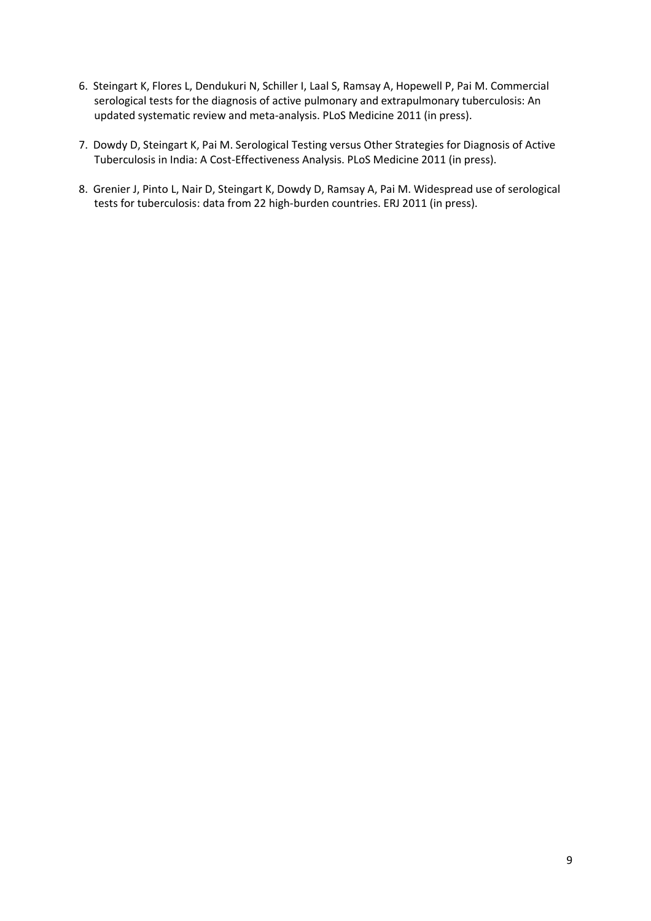6. Steingart K, Flores L, Dendukuri N, Schiller I, Laal S, Ramsay A, Hopewell P, Pai M. Commercial serological tests for the diagnosis of active pulmonary and extrapulmonary tuberculosis: An updated systematic review and meta-analysis. PLoS Medicine 2011 (in press).

7. Dowdy D, Steingart K, Pai M. Serological Testing versus Other Strategies for Diagnosis of Active Tuberculosis in India: A Cost-Effectiveness Analysis. PLoS Medicine 2011 (in press).

8. Grenier J, Pinto L, Nair D, Steingart K, Dowdy D, Ramsay A, Pai M. Widespread use of serological tests for tuberculosis: data from 22 high-burden countries. ERJ 2011 (in press).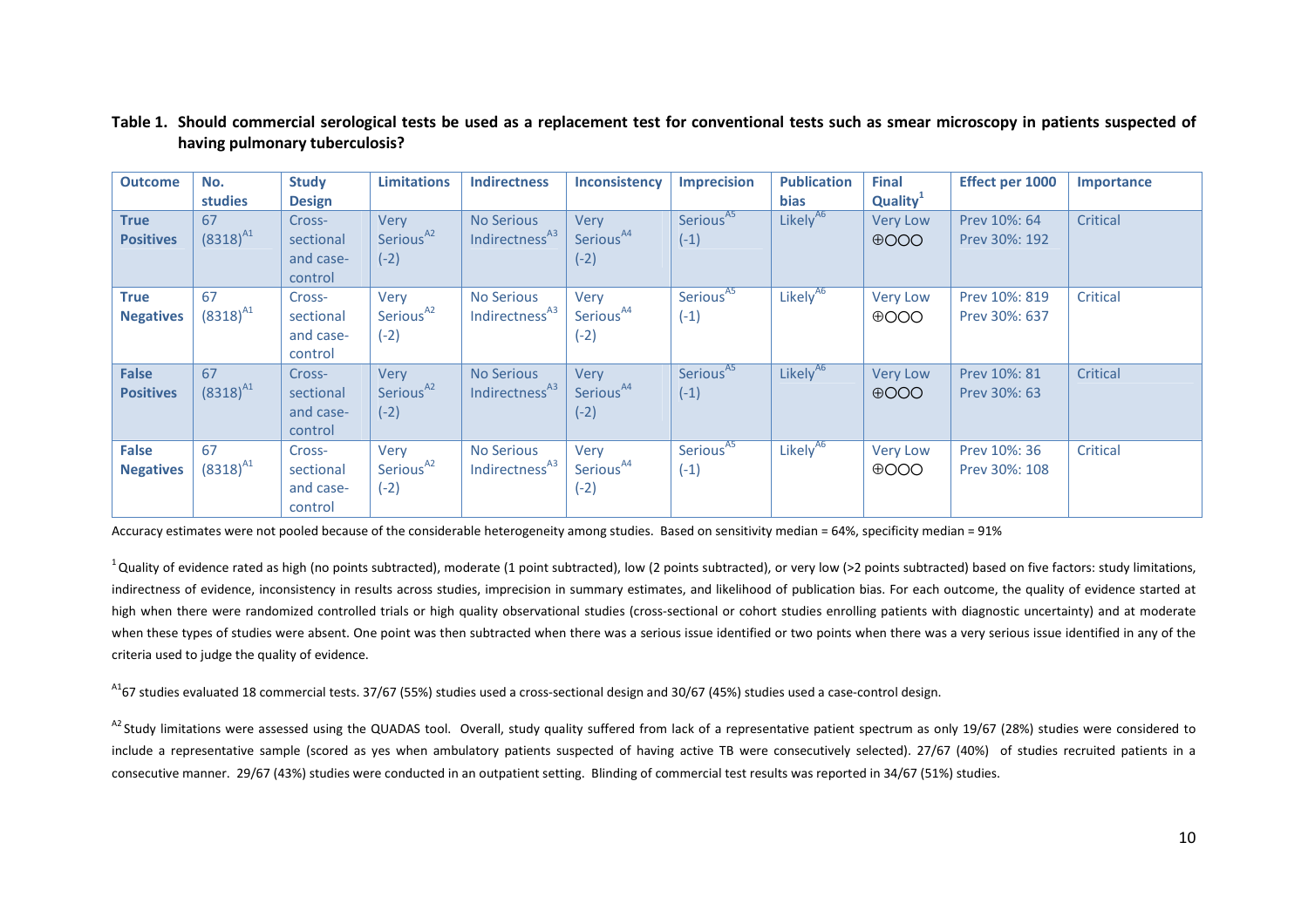**Table 1. Should commercial serological tests be used as a replacement test for conventional tests such as smear microscopy in patients suspected of having pulmonary tuberculosis?**

| Outcome | No. studies | Study Design | Limitations | Indirectness | Inconsistency | Imprecision | Publication bias | Final Quality[1] | Effect per 1000 | Importance |
|---|---|---|---|---|---|---|---|---|---|---|
| **True Positives** | 67 (8318)[A1] | Cross-sectional and case-control | Very Serious[A2] (-2) | No Serious Indirectness[A3] | Very Serious[A4] (-2) | Serious[A5] (-1) | Likely[A6] | Very Low ⊕○○○ | Prev 10%: 64<br>Prev 30%: 192 | Critical |
| **True Negatives** | 67 (8318)[A1] | Cross-sectional and case-control | Very Serious[A2] (-2) | No Serious Indirectness[A3] | Very Serious[A4] (-2) | Serious[A5] (-1) | Likely[A6] | Very Low ⊕○○○ | Prev 10%: 819<br>Prev 30%: 637 | Critical |
| **False Positives** | 67 (8318)[A1] | Cross-sectional and case-control | Very Serious[A2] (-2) | No Serious Indirectness[A3] | Very Serious[A4] (-2) | Serious[A5] (-1) | Likely[A6] | Very Low ⊕○○○ | Prev 10%: 81<br>Prev 30%: 63 | Critical |
| **False Negatives** | 67 (8318)[A1] | Cross-sectional and case-control | Very Serious[A2] (-2) | No Serious Indirectness[A3] | Very Serious[A4] (-2) | Serious[A5] (-1) | Likely[A6] | Very Low ⊕○○○ | Prev 10%: 36<br>Prev 30%: 108 | Critical |

Accuracy estimates were not pooled because of the considerable heterogeneity among studies. Based on sensitivity median = 64%, specificity median = 91%

[1] Quality of evidence rated as high (no points subtracted), moderate (1 point subtracted), low (2 points subtracted), or very low (>2 points subtracted) based on five factors: study limitations, indirectness of evidence, inconsistency in results across studies, imprecision in summary estimates, and likelihood of publication bias. For each outcome, the quality of evidence started at high when there were randomized controlled trials or high quality observational studies (cross-sectional or cohort studies enrolling patients with diagnostic uncertainty) and at moderate when these types of studies were absent. One point was then subtracted when there was a serious issue identified or two points when there was a very serious issue identified in any of the criteria used to judge the quality of evidence.

[A1] 67 studies evaluated 18 commercial tests. 37/67 (55%) studies used a cross-sectional design and 30/67 (45%) studies used a case-control design.

[A2] Study limitations were assessed using the QUADAS tool. Overall, study quality suffered from lack of a representative patient spectrum as only 19/67 (28%) studies were considered to include a representative sample (scored as yes when ambulatory patients suspected of having active TB were consecutively selected). 27/67 (40%) of studies recruited patients in a consecutive manner. 29/67 (43%) studies were conducted in an outpatient setting. Blinding of commercial test results was reported in 34/67 (51%) studies.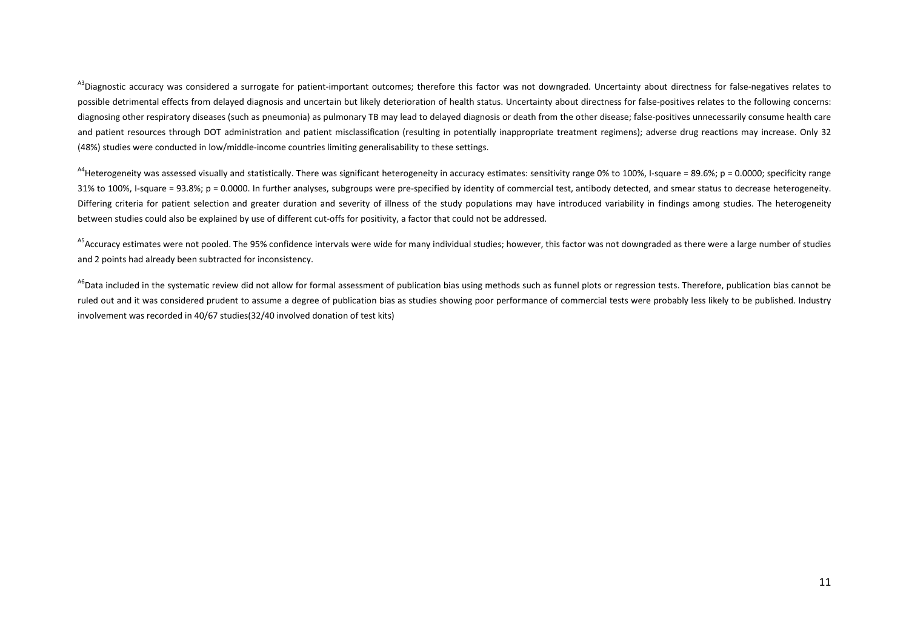[A3]Diagnostic accuracy was considered a surrogate for patient-important outcomes; therefore this factor was not downgraded. Uncertainty about directness for false-negatives relates to possible detrimental effects from delayed diagnosis and uncertain but likely deterioration of health status. Uncertainty about directness for false-positives relates to the following concerns: diagnosing other respiratory diseases (such as pneumonia) as pulmonary TB may lead to delayed diagnosis or death from the other disease; false-positives unnecessarily consume health care and patient resources through DOT administration and patient misclassification (resulting in potentially inappropriate treatment regimens); adverse drug reactions may increase. Only 32 (48%) studies were conducted in low/middle-income countries limiting generalisability to these settings.

[A4]Heterogeneity was assessed visually and statistically. There was significant heterogeneity in accuracy estimates: sensitivity range 0% to 100%, I-square = 89.6%; p = 0.0000; specificity range 31% to 100%, I-square = 93.8%; p = 0.0000. In further analyses, subgroups were pre-specified by identity of commercial test, antibody detected, and smear status to decrease heterogeneity. Differing criteria for patient selection and greater duration and severity of illness of the study populations may have introduced variability in findings among studies. The heterogeneity between studies could also be explained by use of different cut-offs for positivity, a factor that could not be addressed.

[A5]Accuracy estimates were not pooled. The 95% confidence intervals were wide for many individual studies; however, this factor was not downgraded as there were a large number of studies and 2 points had already been subtracted for inconsistency.

[A6]Data included in the systematic review did not allow for formal assessment of publication bias using methods such as funnel plots or regression tests. Therefore, publication bias cannot be ruled out and it was considered prudent to assume a degree of publication bias as studies showing poor performance of commercial tests were probably less likely to be published. Industry involvement was recorded in 40/67 studies(32/40 involved donation of test kits)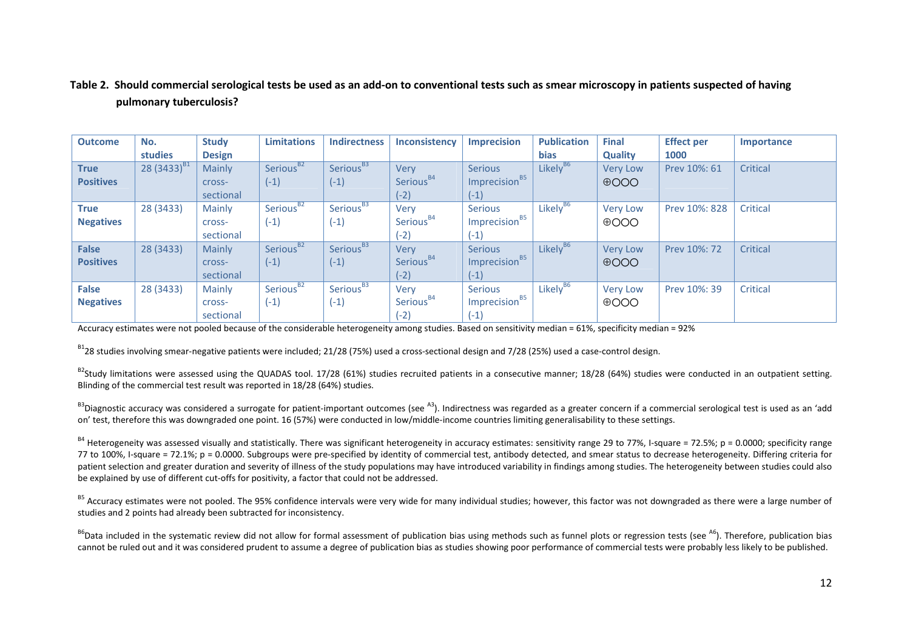**Table 2. Should commercial serological tests be used as an add-on to conventional tests such as smear microscopy in patients suspected of having pulmonary tuberculosis?**

| Outcome | No. studies | Study Design | Limitations | Indirectness | Inconsistency | Imprecision | Publication bias | Final Quality | Effect per 1000 | Importance |
|---|---|---|---|---|---|---|---|---|---|---|
| **True Positives** | 28 (3433)[B1] | Mainly cross-sectional | Serious[B2] (-1) | Serious[B3] (-1) | Very Serious[B4] (-2) | Serious Imprecision[B5] (-1) | Likely[B6] | Very Low ⊕○○○ | Prev 10%: 61 | Critical |
| **True Negatives** | 28 (3433) | Mainly cross-sectional | Serious[B2] (-1) | Serious[B3] (-1) | Very Serious[B4] (-2) | Serious Imprecision[B5] (-1) | Likely[B6] | Very Low ⊕○○○ | Prev 10%: 828 | Critical |
| **False Positives** | 28 (3433) | Mainly cross-sectional | Serious[B2] (-1) | Serious[B3] (-1) | Very Serious[B4] (-2) | Serious Imprecision[B5] (-1) | Likely[B6] | Very Low ⊕○○○ | Prev 10%: 72 | Critical |
| **False Negatives** | 28 (3433) | Mainly cross-sectional | Serious[B2] (-1) | Serious[B3] (-1) | Very Serious[B4] (-2) | Serious Imprecision[B5] (-1) | Likely[B6] | Very Low ⊕○○○ | Prev 10%: 39 | Critical |

Accuracy estimates were not pooled because of the considerable heterogeneity among studies. Based on sensitivity median = 61%, specificity median = 92%

[B1]28 studies involving smear-negative patients were included; 21/28 (75%) used a cross-sectional design and 7/28 (25%) used a case-control design.

[B2]Study limitations were assessed using the QUADAS tool. 17/28 (61%) studies recruited patients in a consecutive manner; 18/28 (64%) studies were conducted in an outpatient setting. Blinding of the commercial test result was reported in 18/28 (64%) studies.

[B3]Diagnostic accuracy was considered a surrogate for patient-important outcomes (see [A3]). Indirectness was regarded as a greater concern if a commercial serological test is used as an 'add on' test, therefore this was downgraded one point. 16 (57%) were conducted in low/middle-income countries limiting generalisability to these settings.

[B4] Heterogeneity was assessed visually and statistically. There was significant heterogeneity in accuracy estimates: sensitivity range 29 to 77%, I-square = 72.5%; p = 0.0000; specificity range 77 to 100%, I-square = 72.1%; p = 0.0000. Subgroups were pre-specified by identity of commercial test, antibody detected, and smear status to decrease heterogeneity. Differing criteria for patient selection and greater duration and severity of illness of the study populations may have introduced variability in findings among studies. The heterogeneity between studies could also be explained by use of different cut-offs for positivity, a factor that could not be addressed.

[B5] Accuracy estimates were not pooled. The 95% confidence intervals were very wide for many individual studies; however, this factor was not downgraded as there were a large number of studies and 2 points had already been subtracted for inconsistency.

[B6]Data included in the systematic review did not allow for formal assessment of publication bias using methods such as funnel plots or regression tests (see [A6]). Therefore, publication bias cannot be ruled out and it was considered prudent to assume a degree of publication bias as studies showing poor performance of commercial tests were probably less likely to be published.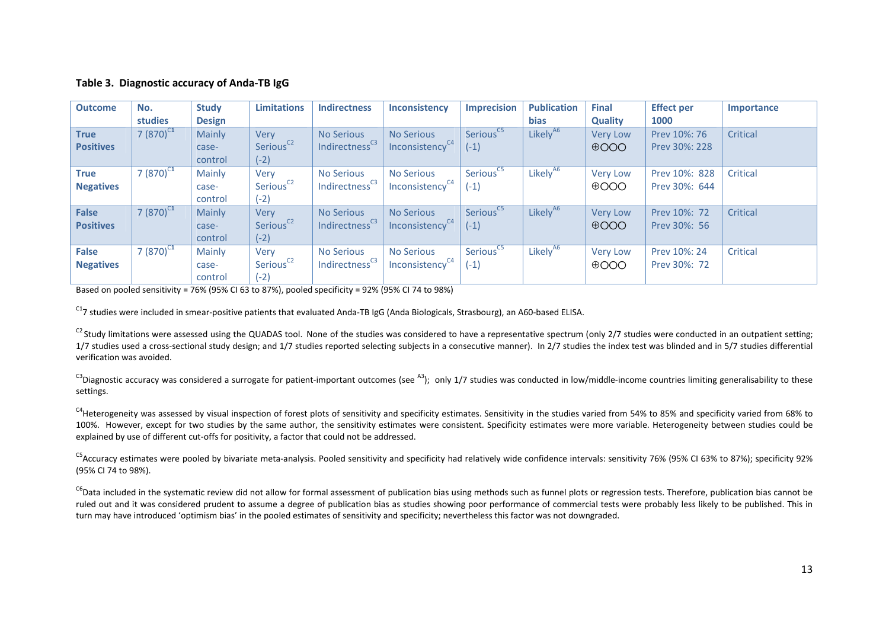**Table 3. Diagnostic accuracy of Anda-TB IgG**

| Outcome | No. studies | Study Design | Limitations | Indirectness | Inconsistency | Imprecision | Publication bias | Final Quality | Effect per 1000 | Importance |
|---|---|---|---|---|---|---|---|---|---|---|
| **True Positives** | 7 (870)[C1] | Mainly case-control | Very Serious[C2] (-2) | No Serious Indirectness[C3] | No Serious Inconsistency[C4] | Serious[C5] (-1) | Likely[A6] | Very Low ⊕○○○ | Prev 10%: 76 Prev 30%: 228 | Critical |
| **True Negatives** | 7 (870)[C1] | Mainly case-control | Very Serious[C2] (-2) | No Serious Indirectness[C3] | No Serious Inconsistency[C4] | Serious[C5] (-1) | Likely[A6] | Very Low ⊕○○○ | Prev 10%: 828 Prev 30%: 644 | Critical |
| **False Positives** | 7 (870)[C1] | Mainly case-control | Very Serious[C2] (-2) | No Serious Indirectness[C3] | No Serious Inconsistency[C4] | Serious[C5] (-1) | Likely[A6] | Very Low ⊕○○○ | Prev 10%: 72 Prev 30%: 56 | Critical |
| **False Negatives** | 7 (870)[C1] | Mainly case-control | Very Serious[C2] (-2) | No Serious Indirectness[C3] | No Serious Inconsistency[C4] | Serious[C5] (-1) | Likely[A6] | Very Low ⊕○○○ | Prev 10%: 24 Prev 30%: 72 | Critical |

Based on pooled sensitivity = 76% (95% CI 63 to 87%), pooled specificity = 92% (95% CI 74 to 98%)

[C1]7 studies were included in smear-positive patients that evaluated Anda-TB IgG (Anda Biologicals, Strasbourg), an A60-based ELISA.

[C2] Study limitations were assessed using the QUADAS tool. None of the studies was considered to have a representative spectrum (only 2/7 studies were conducted in an outpatient setting; 1/7 studies used a cross-sectional study design; and 1/7 studies reported selecting subjects in a consecutive manner). In 2/7 studies the index test was blinded and in 5/7 studies differential verification was avoided.

[C3]Diagnostic accuracy was considered a surrogate for patient-important outcomes (see [A3]); only 1/7 studies was conducted in low/middle-income countries limiting generalisability to these settings.

[C4]Heterogeneity was assessed by visual inspection of forest plots of sensitivity and specificity estimates. Sensitivity in the studies varied from 54% to 85% and specificity varied from 68% to 100%. However, except for two studies by the same author, the sensitivity estimates were consistent. Specificity estimates were more variable. Heterogeneity between studies could be explained by use of different cut-offs for positivity, a factor that could not be addressed.

[C5]Accuracy estimates were pooled by bivariate meta-analysis. Pooled sensitivity and specificity had relatively wide confidence intervals: sensitivity 76% (95% CI 63% to 87%); specificity 92% (95% CI 74 to 98%).

[C6]Data included in the systematic review did not allow for formal assessment of publication bias using methods such as funnel plots or regression tests. Therefore, publication bias cannot be ruled out and it was considered prudent to assume a degree of publication bias as studies showing poor performance of commercial tests were probably less likely to be published. This in turn may have introduced 'optimism bias' in the pooled estimates of sensitivity and specificity; nevertheless this factor was not downgraded.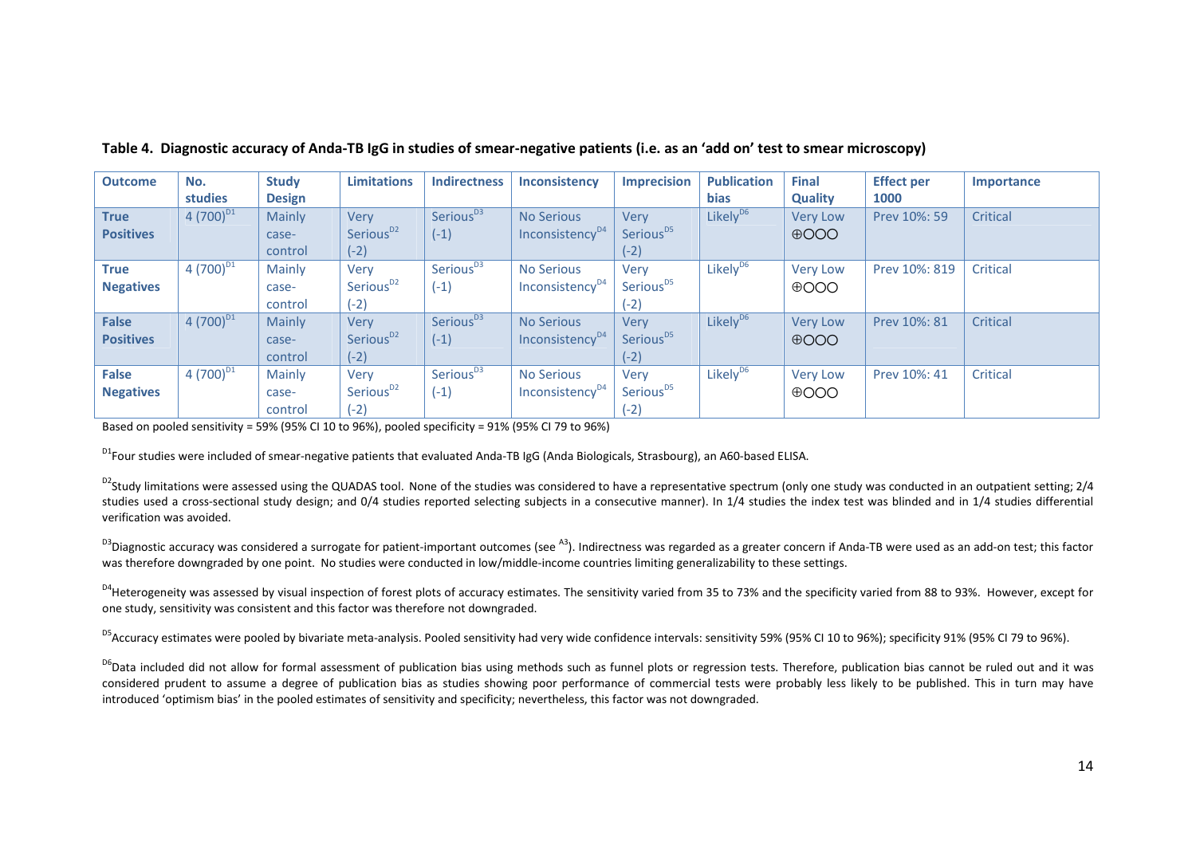**Table 4. Diagnostic accuracy of Anda-TB IgG in studies of smear-negative patients (i.e. as an 'add on' test to smear microscopy)**

| Outcome | No. studies | Study Design | Limitations | Indirectness | Inconsistency | Imprecision | Publication bias | Final Quality | Effect per 1000 | Importance |
|---|---|---|---|---|---|---|---|---|---|---|
| **True Positives** | 4 (700)[D1] | Mainly case-control | Very Serious[D2] (-2) | Serious[D3] (-1) | No Serious Inconsistency[D4] | Very Serious[D5] (-2) | Likely[D6] | Very Low ⊕○○○ | Prev 10%: 59 | Critical |
| **True Negatives** | 4 (700)[D1] | Mainly case-control | Very Serious[D2] (-2) | Serious[D3] (-1) | No Serious Inconsistency[D4] | Very Serious[D5] (-2) | Likely[D6] | Very Low ⊕○○○ | Prev 10%: 819 | Critical |
| **False Positives** | 4 (700)[D1] | Mainly case-control | Very Serious[D2] (-2) | Serious[D3] (-1) | No Serious Inconsistency[D4] | Very Serious[D5] (-2) | Likely[D6] | Very Low ⊕○○○ | Prev 10%: 81 | Critical |
| **False Negatives** | 4 (700)[D1] | Mainly case-control | Very Serious[D2] (-2) | Serious[D3] (-1) | No Serious Inconsistency[D4] | Very Serious[D5] (-2) | Likely[D6] | Very Low ⊕○○○ | Prev 10%: 41 | Critical |

Based on pooled sensitivity = 59% (95% CI 10 to 96%), pooled specificity = 91% (95% CI 79 to 96%)

[D1]Four studies were included of smear-negative patients that evaluated Anda-TB IgG (Anda Biologicals, Strasbourg), an A60-based ELISA.

[D2]Study limitations were assessed using the QUADAS tool. None of the studies was considered to have a representative spectrum (only one study was conducted in an outpatient setting; 2/4 studies used a cross-sectional study design; and 0/4 studies reported selecting subjects in a consecutive manner). In 1/4 studies the index test was blinded and in 1/4 studies differential verification was avoided.

[D3]Diagnostic accuracy was considered a surrogate for patient-important outcomes (see [A3]). Indirectness was regarded as a greater concern if Anda-TB were used as an add-on test; this factor was therefore downgraded by one point. No studies were conducted in low/middle-income countries limiting generalizability to these settings.

[D4]Heterogeneity was assessed by visual inspection of forest plots of accuracy estimates. The sensitivity varied from 35 to 73% and the specificity varied from 88 to 93%. However, except for one study, sensitivity was consistent and this factor was therefore not downgraded.

[D5]Accuracy estimates were pooled by bivariate meta-analysis. Pooled sensitivity had very wide confidence intervals: sensitivity 59% (95% CI 10 to 96%); specificity 91% (95% CI 79 to 96%).

[D6]Data included did not allow for formal assessment of publication bias using methods such as funnel plots or regression tests. Therefore, publication bias cannot be ruled out and it was considered prudent to assume a degree of publication bias as studies showing poor performance of commercial tests were probably less likely to be published. This in turn may have introduced 'optimism bias' in the pooled estimates of sensitivity and specificity; nevertheless, this factor was not downgraded.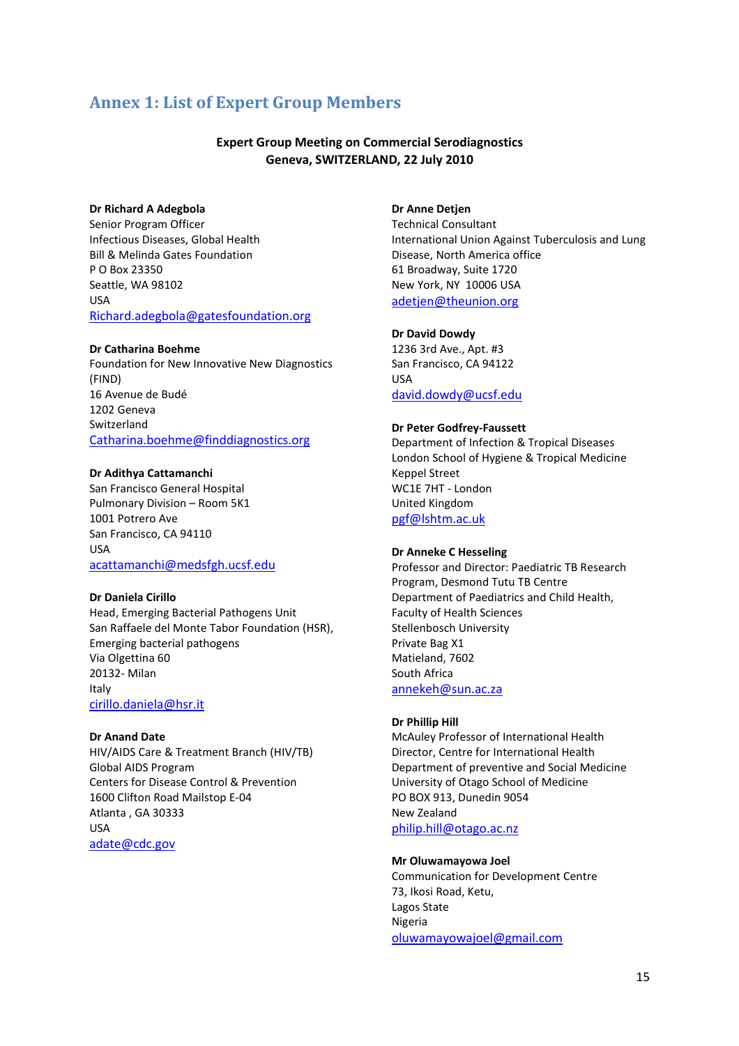# Annex 1: List of Expert Group Members

**Expert Group Meeting on Commercial Serodiagnostics**
**Geneva, SWITZERLAND, 22 July 2010**

**Dr Richard A Adegbola**
Senior Program Officer
Infectious Diseases, Global Health
Bill & Melinda Gates Foundation
P O Box 23350
Seattle, WA 98102
USA
Richard.adegbola@gatesfoundation.org

**Dr Catharina Boehme**
Foundation for New Innovative New Diagnostics (FIND)
16 Avenue de Budé
1202 Geneva
Switzerland
Catharina.boehme@finddiagnostics.org

**Dr Adithya Cattamanchi**
San Francisco General Hospital
Pulmonary Division – Room 5K1
1001 Potrero Ave
San Francisco, CA 94110
USA
acattamanchi@medsfgh.ucsf.edu

**Dr Daniela Cirillo**
Head, Emerging Bacterial Pathogens Unit
San Raffaele del Monte Tabor Foundation (HSR),
Emerging bacterial pathogens
Via Olgettina 60
20132- Milan
Italy
cirillo.daniela@hsr.it

**Dr Anand Date**
HIV/AIDS Care & Treatment Branch (HIV/TB)
Global AIDS Program
Centers for Disease Control & Prevention
1600 Clifton Road Mailstop E-04
Atlanta , GA 30333
USA
adate@cdc.gov

**Dr Anne Detjen**
Technical Consultant
International Union Against Tuberculosis and Lung Disease, North America office
61 Broadway, Suite 1720
New York, NY 10006 USA
adetjen@theunion.org

**Dr David Dowdy**
1236 3rd Ave., Apt. #3
San Francisco, CA 94122
USA
david.dowdy@ucsf.edu

**Dr Peter Godfrey-Faussett**
Department of Infection & Tropical Diseases
London School of Hygiene & Tropical Medicine
Keppel Street
WC1E 7HT - London
United Kingdom
pgf@lshtm.ac.uk

**Dr Anneke C Hesseling**
Professor and Director: Paediatric TB Research Program, Desmond Tutu TB Centre
Department of Paediatrics and Child Health,
Faculty of Health Sciences
Stellenbosch University
Private Bag X1
Matieland, 7602
South Africa
annekeh@sun.ac.za

**Dr Phillip Hill**
McAuley Professor of International Health
Director, Centre for International Health
Department of preventive and Social Medicine
University of Otago School of Medicine
PO BOX 913, Dunedin 9054
New Zealand
philip.hill@otago.ac.nz

**Mr Oluwamayowa Joel**
Communication for Development Centre
73, Ikosi Road, Ketu,
Lagos State
Nigeria
oluwamayowajoel@gmail.com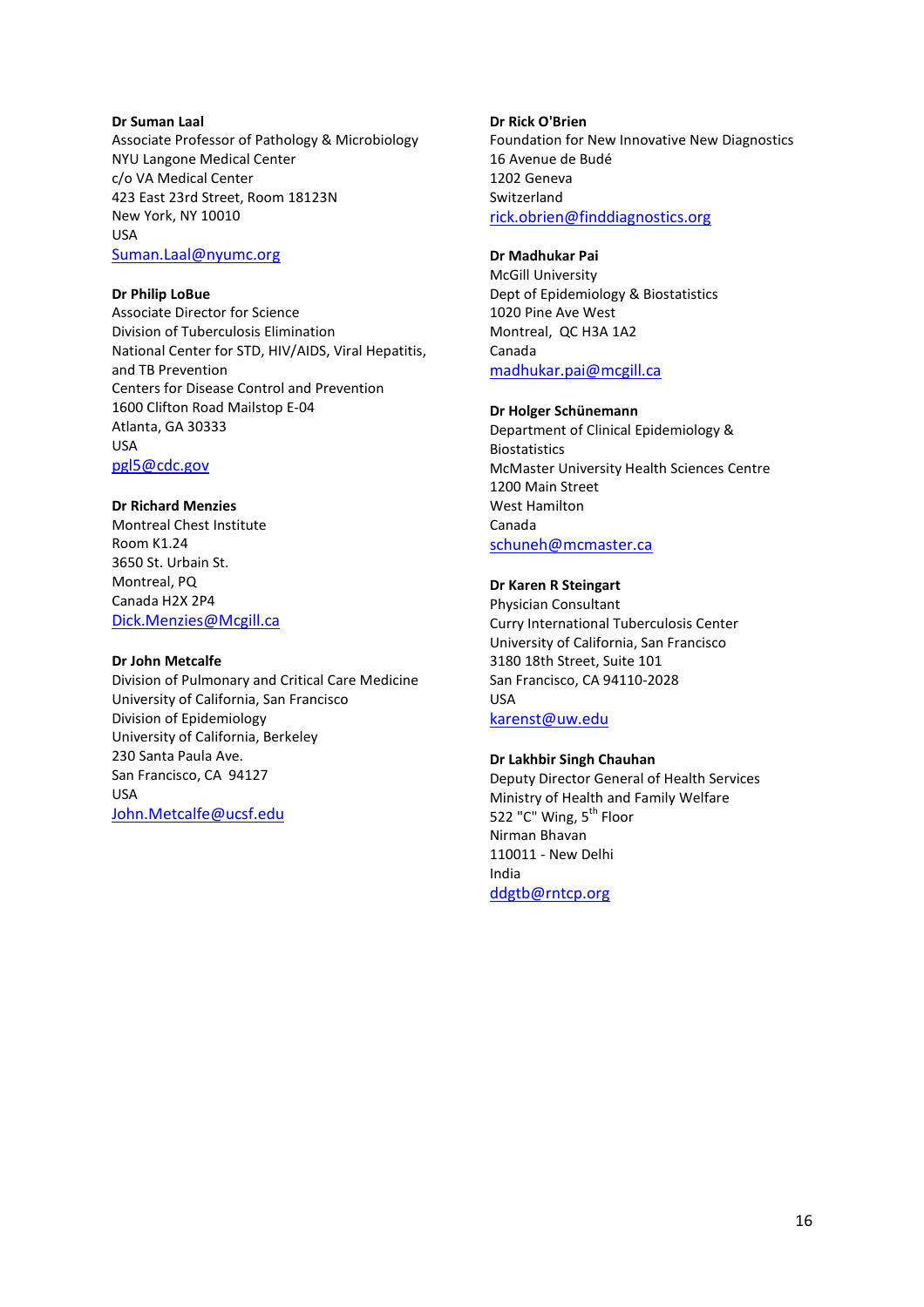**Dr Suman Laal**
Associate Professor of Pathology & Microbiology
NYU Langone Medical Center
c/o VA Medical Center
423 East 23rd Street, Room 18123N
New York, NY 10010
USA
Suman.Laal@nyumc.org

**Dr Philip LoBue**
Associate Director for Science
Division of Tuberculosis Elimination
National Center for STD, HIV/AIDS, Viral Hepatitis, and TB Prevention
Centers for Disease Control and Prevention
1600 Clifton Road Mailstop E-04
Atlanta, GA 30333
USA
pgl5@cdc.gov

**Dr Richard Menzies**
Montreal Chest Institute
Room K1.24
3650 St. Urbain St.
Montreal, PQ
Canada H2X 2P4
Dick.Menzies@Mcgill.ca

**Dr John Metcalfe**
Division of Pulmonary and Critical Care Medicine
University of California, San Francisco
Division of Epidemiology
University of California, Berkeley
230 Santa Paula Ave.
San Francisco, CA 94127
USA
John.Metcalfe@ucsf.edu

**Dr Rick O'Brien**
Foundation for New Innovative New Diagnostics
16 Avenue de Budé
1202 Geneva
Switzerland
rick.obrien@finddiagnostics.org

**Dr Madhukar Pai**
McGill University
Dept of Epidemiology & Biostatistics
1020 Pine Ave West
Montreal, QC H3A 1A2
Canada
madhukar.pai@mcgill.ca

**Dr Holger Schünemann**
Department of Clinical Epidemiology & Biostatistics
McMaster University Health Sciences Centre
1200 Main Street
West Hamilton
Canada
schuneh@mcmaster.ca

**Dr Karen R Steingart**
Physician Consultant
Curry International Tuberculosis Center
University of California, San Francisco
3180 18th Street, Suite 101
San Francisco, CA 94110-2028
USA
karenst@uw.edu

**Dr Lakhbir Singh Chauhan**
Deputy Director General of Health Services
Ministry of Health and Family Welfare
522 "C" Wing, 5th Floor
Nirman Bhavan
110011 - New Delhi
India
ddgtb@rntcp.org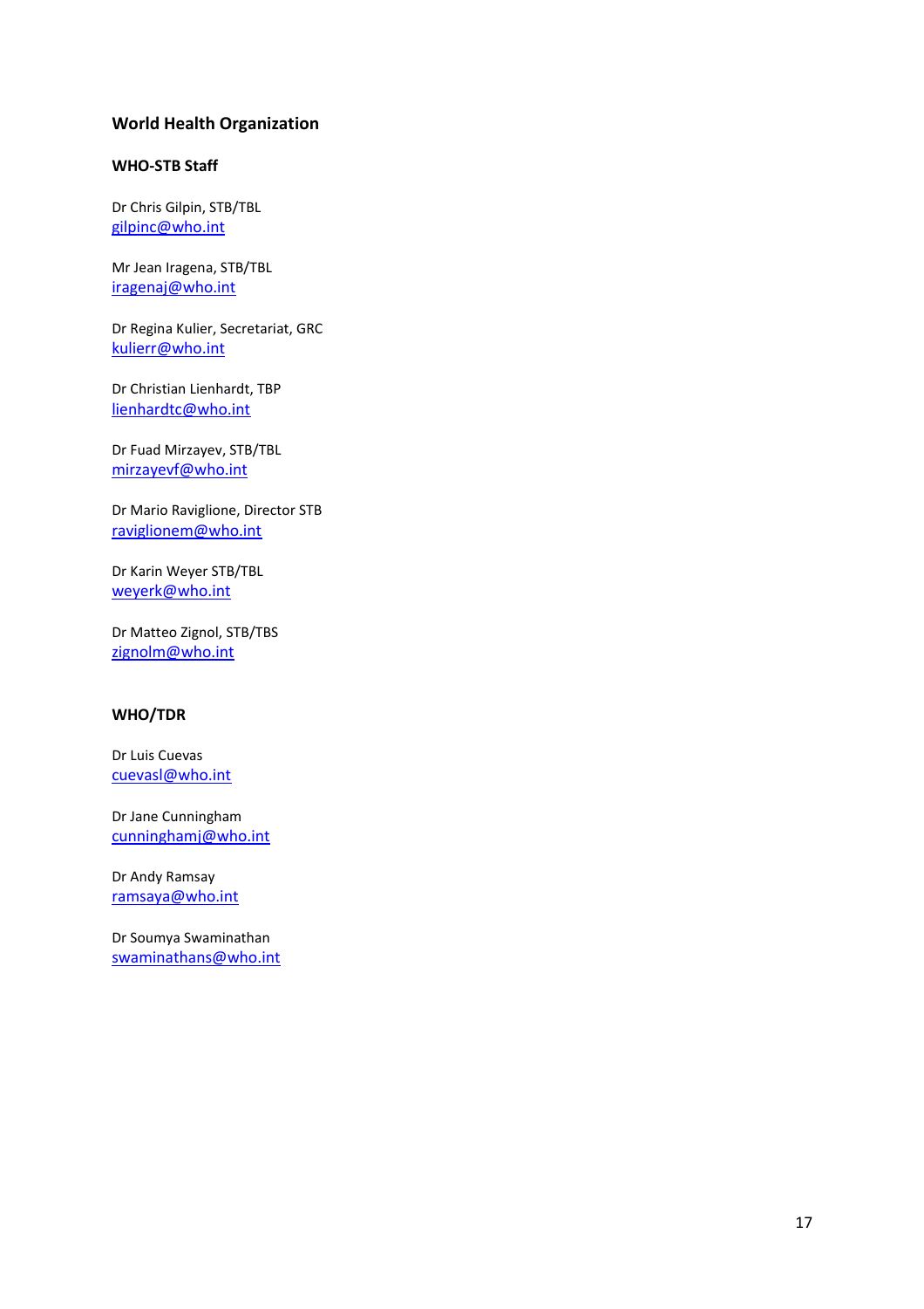## World Health Organization

### WHO-STB Staff

Dr Chris Gilpin, STB/TBL
gilpinc@who.int

Mr Jean Iragena, STB/TBL
iragenaj@who.int

Dr Regina Kulier, Secretariat, GRC
kulierr@who.int

Dr Christian Lienhardt, TBP
lienhardtc@who.int

Dr Fuad Mirzayev, STB/TBL
mirzayevf@who.int

Dr Mario Raviglione, Director STB
raviglionem@who.int

Dr Karin Weyer STB/TBL
weyerk@who.int

Dr Matteo Zignol, STB/TBS
zignolm@who.int

### WHO/TDR

Dr Luis Cuevas
cuevasl@who.int

Dr Jane Cunningham
cunninghamj@who.int

Dr Andy Ramsay
ramsaya@who.int

Dr Soumya Swaminathan
swaminathans@who.int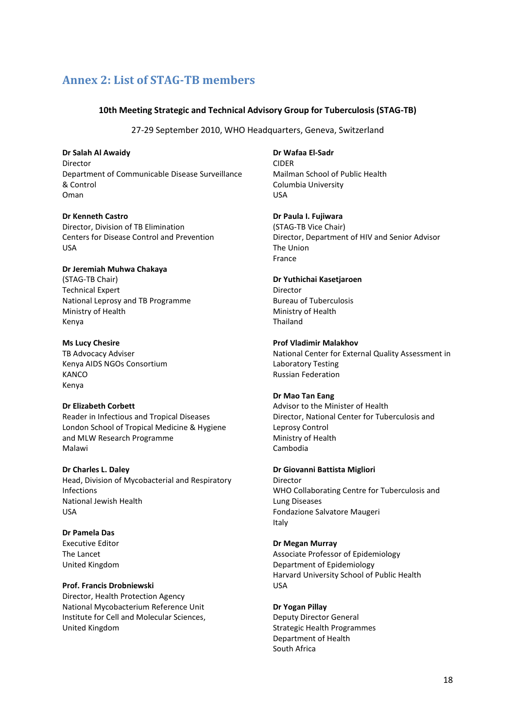## Annex 2: List of STAG-TB members

**10th Meeting Strategic and Technical Advisory Group for Tuberculosis (STAG-TB)**

27-29 September 2010, WHO Headquarters, Geneva, Switzerland

**Dr Salah Al Awaidy**
Director
Department of Communicable Disease Surveillance & Control
Oman

**Dr Kenneth Castro**
Director, Division of TB Elimination
Centers for Disease Control and Prevention
USA

**Dr Jeremiah Muhwa Chakaya**
(STAG-TB Chair)
Technical Expert
National Leprosy and TB Programme
Ministry of Health
Kenya

**Ms Lucy Chesire**
TB Advocacy Adviser
Kenya AIDS NGOs Consortium
KANCO
Kenya

**Dr Elizabeth Corbett**
Reader in Infectious and Tropical Diseases
London School of Tropical Medicine & Hygiene and MLW Research Programme
Malawi

**Dr Charles L. Daley**
Head, Division of Mycobacterial and Respiratory Infections
National Jewish Health
USA

**Dr Pamela Das**
Executive Editor
The Lancet
United Kingdom

**Prof. Francis Drobniewski**
Director, Health Protection Agency
National Mycobacterium Reference Unit
Institute for Cell and Molecular Sciences,
United Kingdom

**Dr Wafaa El-Sadr**
CIDER
Mailman School of Public Health
Columbia University
USA

**Dr Paula I. Fujiwara**
(STAG-TB Vice Chair)
Director, Department of HIV and Senior Advisor
The Union
France

**Dr Yuthichai Kasetjaroen**
Director
Bureau of Tuberculosis
Ministry of Health
Thailand

**Prof Vladimir Malakhov**
National Center for External Quality Assessment in Laboratory Testing
Russian Federation

**Dr Mao Tan Eang**
Advisor to the Minister of Health
Director, National Center for Tuberculosis and Leprosy Control
Ministry of Health
Cambodia

**Dr Giovanni Battista Migliori**
Director
WHO Collaborating Centre for Tuberculosis and Lung Diseases
Fondazione Salvatore Maugeri
Italy

**Dr Megan Murray**
Associate Professor of Epidemiology
Department of Epidemiology
Harvard University School of Public Health
USA

**Dr Yogan Pillay**
Deputy Director General
Strategic Health Programmes
Department of Health
South Africa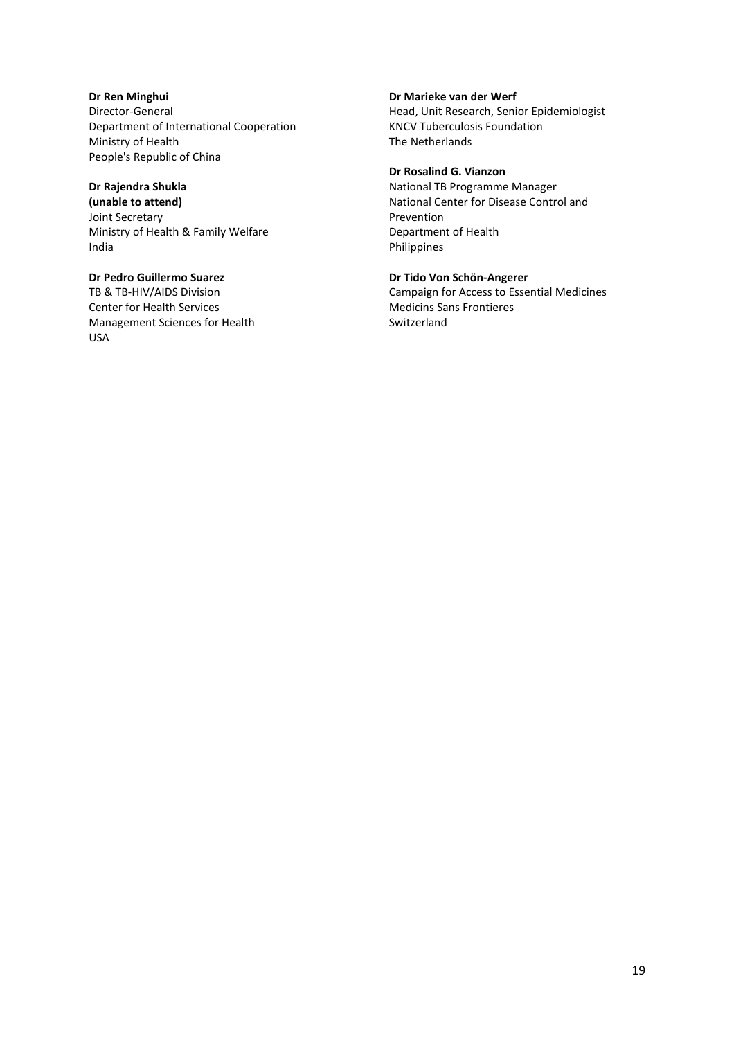**Dr Ren Minghui**
Director-General
Department of International Cooperation
Ministry of Health
People's Republic of China

**Dr Rajendra Shukla**
**(unable to attend)**
Joint Secretary
Ministry of Health & Family Welfare
India

**Dr Pedro Guillermo Suarez**
TB & TB-HIV/AIDS Division
Center for Health Services
Management Sciences for Health
USA

**Dr Marieke van der Werf**
Head, Unit Research, Senior Epidemiologist
KNCV Tuberculosis Foundation
The Netherlands

**Dr Rosalind G. Vianzon**
National TB Programme Manager
National Center for Disease Control and Prevention
Department of Health
Philippines

**Dr Tido Von Schön-Angerer**
Campaign for Access to Essential Medicines
Medicins Sans Frontieres
Switzerland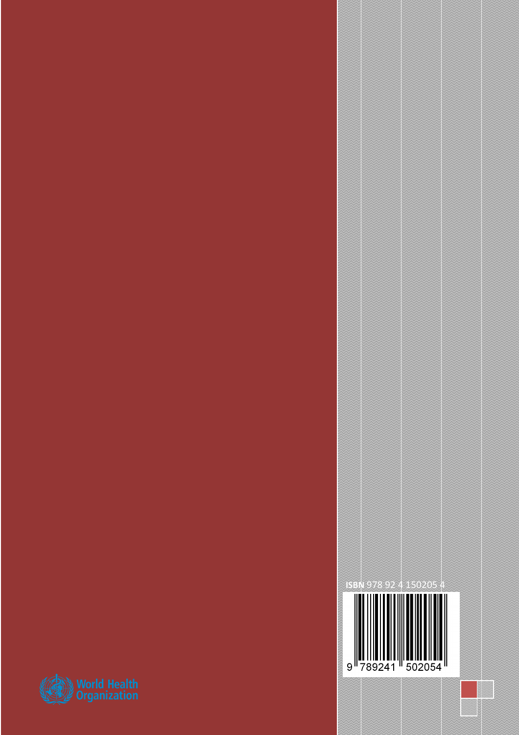**ISBN** 978 92 4 150205 4

World Health Organization